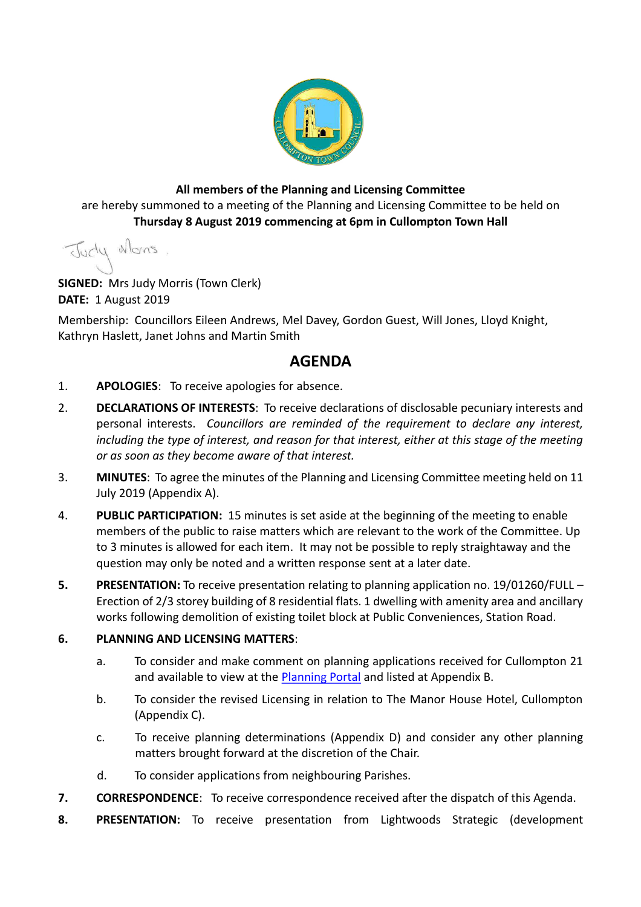**All members of the Planning and Licensing Committee**
are hereby summoned to a meeting of the Planning and Licensing Committee to be held on
**Thursday 8 August 2019 commencing at 6pm in Cullompton Town Hall**

Judy Morris

**SIGNED:** Mrs Judy Morris (Town Clerk)
**DATE:** 1 August 2019

Membership: Councillors Eileen Andrews, Mel Davey, Gordon Guest, Will Jones, Lloyd Knight, Kathryn Haslett, Janet Johns and Martin Smith

## AGENDA

1. **APOLOGIES**: To receive apologies for absence.

2. **DECLARATIONS OF INTERESTS**: To receive declarations of disclosable pecuniary interests and personal interests. *Councillors are reminded of the requirement to declare any interest, including the type of interest, and reason for that interest, either at this stage of the meeting or as soon as they become aware of that interest.*

3. **MINUTES**: To agree the minutes of the Planning and Licensing Committee meeting held on 11 July 2019 (Appendix A).

4. **PUBLIC PARTICIPATION:** 15 minutes is set aside at the beginning of the meeting to enable members of the public to raise matters which are relevant to the work of the Committee. Up to 3 minutes is allowed for each item. It may not be possible to reply straightaway and the question may only be noted and a written response sent at a later date.

5. **PRESENTATION:** To receive presentation relating to planning application no. 19/01260/FULL – Erection of 2/3 storey building of 8 residential flats. 1 dwelling with amenity area and ancillary works following demolition of existing toilet block at Public Conveniences, Station Road.

6. **PLANNING AND LICENSING MATTERS**:

   a. To consider and make comment on planning applications received for Cullompton 21 and available to view at the Planning Portal and listed at Appendix B.

   b. To consider the revised Licensing in relation to The Manor House Hotel, Cullompton (Appendix C).

   c. To receive planning determinations (Appendix D) and consider any other planning matters brought forward at the discretion of the Chair.

   d. To consider applications from neighbouring Parishes.

7. **CORRESPONDENCE**: To receive correspondence received after the dispatch of this Agenda.

8. **PRESENTATION:** To receive presentation from Lightwoods Strategic (development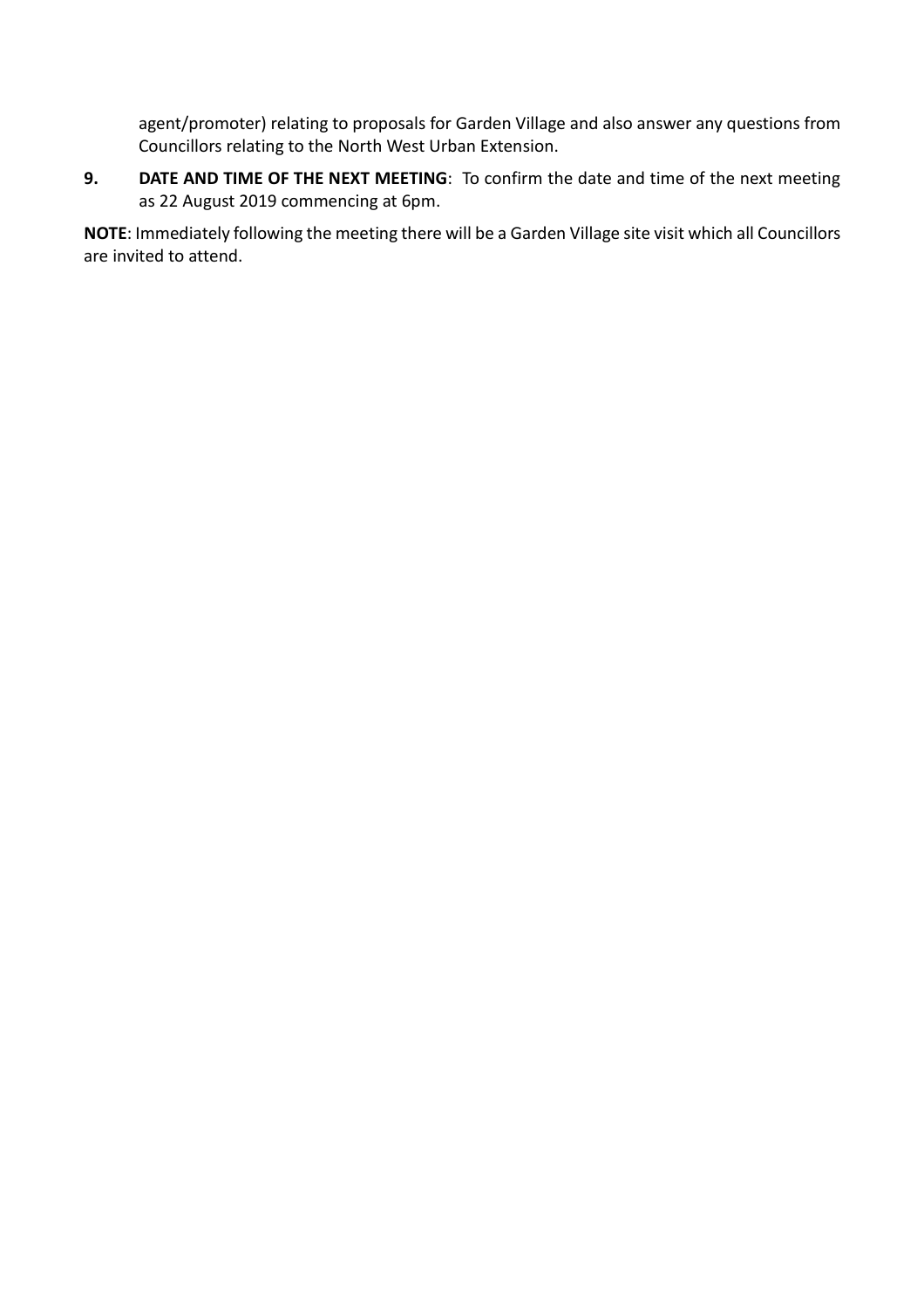agent/promoter) relating to proposals for Garden Village and also answer any questions from Councillors relating to the North West Urban Extension.

**9. DATE AND TIME OF THE NEXT MEETING**: To confirm the date and time of the next meeting as 22 August 2019 commencing at 6pm.

**NOTE**: Immediately following the meeting there will be a Garden Village site visit which all Councillors are invited to attend.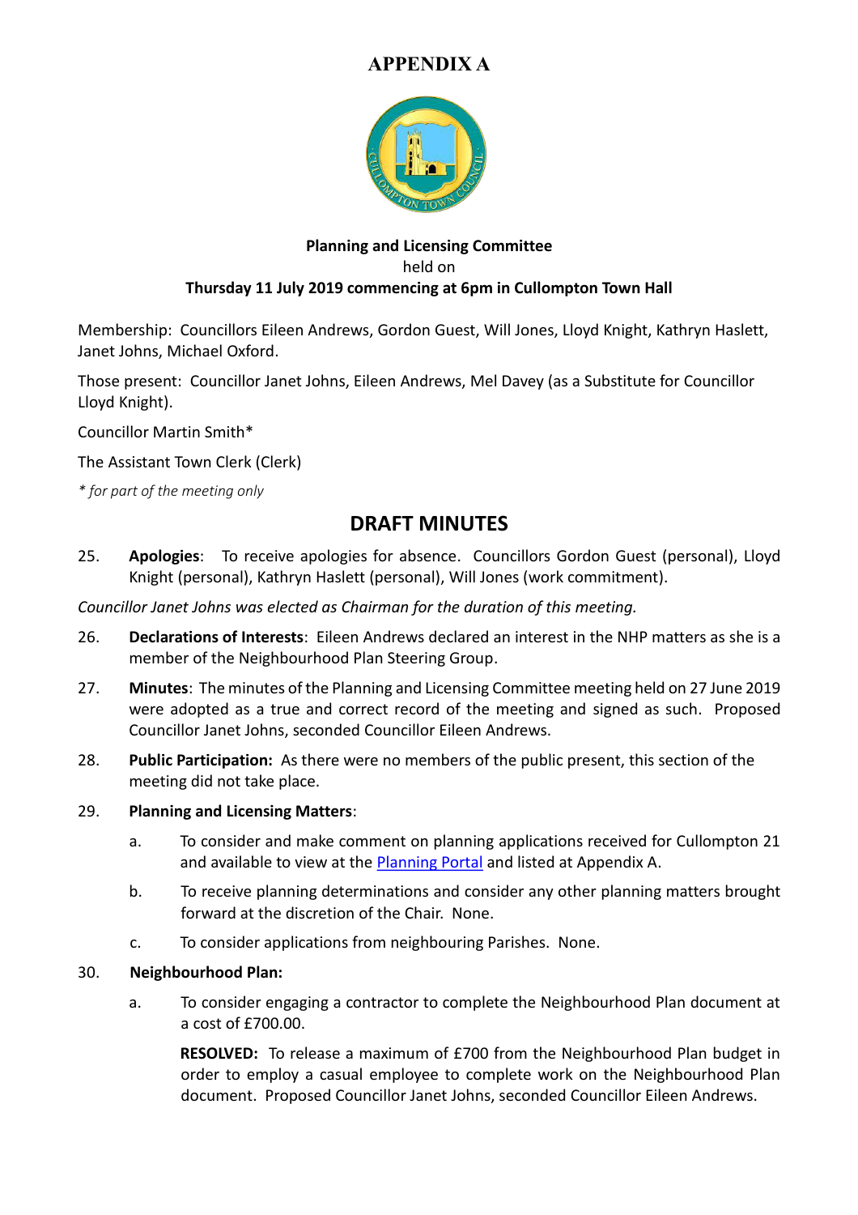# APPENDIX A

**Planning and Licensing Committee**
held on
**Thursday 11 July 2019 commencing at 6pm in Cullompton Town Hall**

Membership: Councillors Eileen Andrews, Gordon Guest, Will Jones, Lloyd Knight, Kathryn Haslett, Janet Johns, Michael Oxford.

Those present: Councillor Janet Johns, Eileen Andrews, Mel Davey (as a Substitute for Councillor Lloyd Knight).

Councillor Martin Smith*

The Assistant Town Clerk (Clerk)

*\* for part of the meeting only*

## DRAFT MINUTES

25. **Apologies**: To receive apologies for absence. Councillors Gordon Guest (personal), Lloyd Knight (personal), Kathryn Haslett (personal), Will Jones (work commitment).

*Councillor Janet Johns was elected as Chairman for the duration of this meeting.*

26. **Declarations of Interests**: Eileen Andrews declared an interest in the NHP matters as she is a member of the Neighbourhood Plan Steering Group.

27. **Minutes**: The minutes of the Planning and Licensing Committee meeting held on 27 June 2019 were adopted as a true and correct record of the meeting and signed as such. Proposed Councillor Janet Johns, seconded Councillor Eileen Andrews.

28. **Public Participation:** As there were no members of the public present, this section of the meeting did not take place.

29. **Planning and Licensing Matters**:

    a. To consider and make comment on planning applications received for Cullompton 21 and available to view at the [Planning Portal]() and listed at Appendix A.

    b. To receive planning determinations and consider any other planning matters brought forward at the discretion of the Chair. None.

    c. To consider applications from neighbouring Parishes. None.

30. **Neighbourhood Plan:**

    a. To consider engaging a contractor to complete the Neighbourhood Plan document at a cost of £700.00.

       **RESOLVED:** To release a maximum of £700 from the Neighbourhood Plan budget in order to employ a casual employee to complete work on the Neighbourhood Plan document. Proposed Councillor Janet Johns, seconded Councillor Eileen Andrews.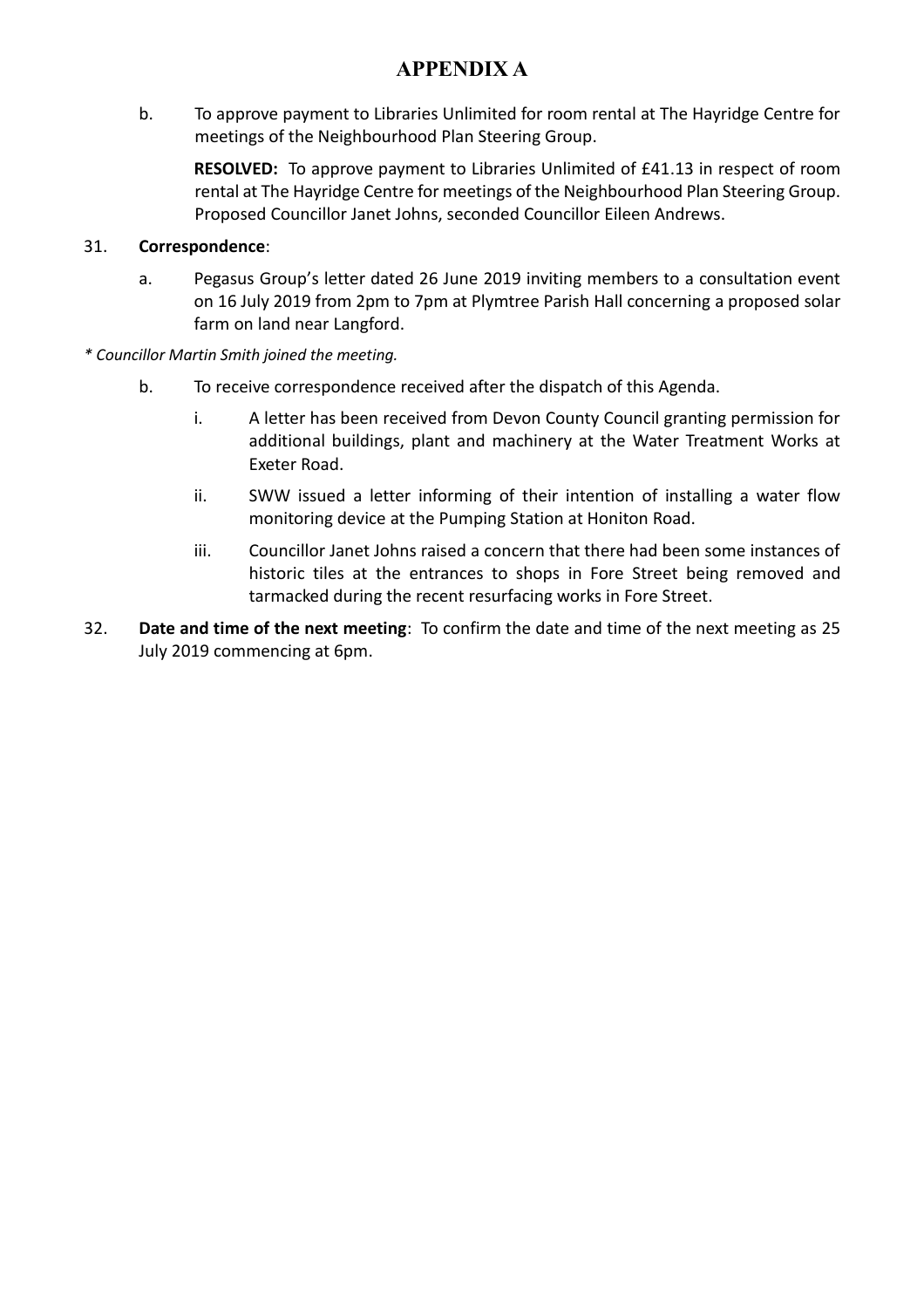# APPENDIX A

b. To approve payment to Libraries Unlimited for room rental at The Hayridge Centre for meetings of the Neighbourhood Plan Steering Group.

**RESOLVED:** To approve payment to Libraries Unlimited of £41.13 in respect of room rental at The Hayridge Centre for meetings of the Neighbourhood Plan Steering Group. Proposed Councillor Janet Johns, seconded Councillor Eileen Andrews.

31. **Correspondence**:

a. Pegasus Group's letter dated 26 June 2019 inviting members to a consultation event on 16 July 2019 from 2pm to 7pm at Plymtree Parish Hall concerning a proposed solar farm on land near Langford.

*\* Councillor Martin Smith joined the meeting.*

b. To receive correspondence received after the dispatch of this Agenda.

i. A letter has been received from Devon County Council granting permission for additional buildings, plant and machinery at the Water Treatment Works at Exeter Road.

ii. SWW issued a letter informing of their intention of installing a water flow monitoring device at the Pumping Station at Honiton Road.

iii. Councillor Janet Johns raised a concern that there had been some instances of historic tiles at the entrances to shops in Fore Street being removed and tarmacked during the recent resurfacing works in Fore Street.

32. **Date and time of the next meeting**: To confirm the date and time of the next meeting as 25 July 2019 commencing at 6pm.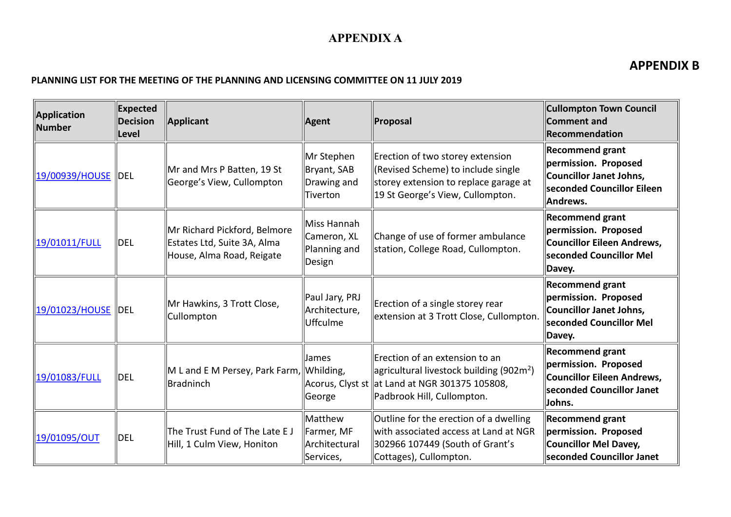# APPENDIX A

## APPENDIX B

**PLANNING LIST FOR THE MEETING OF THE PLANNING AND LICENSING COMMITTEE ON 11 JULY 2019**

| Application Number | Expected Decision Level | Applicant | Agent | Proposal | Cullompton Town Council Comment and Recommendation |
|---|---|---|---|---|---|
| 19/00939/HOUSE | DEL | Mr and Mrs P Batten, 19 St George's View, Cullompton | Mr Stephen Bryant, SAB Drawing and Tiverton | Erection of two storey extension (Revised Scheme) to include single storey extension to replace garage at 19 St George's View, Cullompton. | **Recommend grant permission. Proposed Councillor Janet Johns, seconded Councillor Eileen Andrews.** |
| 19/01011/FULL | DEL | Mr Richard Pickford, Belmore Estates Ltd, Suite 3A, Alma House, Alma Road, Reigate | Miss Hannah Cameron, XL Planning and Design | Change of use of former ambulance station, College Road, Cullompton. | **Recommend grant permission. Proposed Councillor Eileen Andrews, seconded Councillor Mel Davey.** |
| 19/01023/HOUSE | DEL | Mr Hawkins, 3 Trott Close, Cullompton | Paul Jary, PRJ Architecture, Uffculme | Erection of a single storey rear extension at 3 Trott Close, Cullompton. | **Recommend grant permission. Proposed Councillor Janet Johns, seconded Councillor Mel Davey.** |
| 19/01083/FULL | DEL | M L and E M Persey, Park Farm, Bradninch | James Whilding, Acorus, Clyst st George | Erection of an extension to an agricultural livestock building (902m$^2$) at Land at NGR 301375 105808, Padbrook Hill, Cullompton. | **Recommend grant permission. Proposed Councillor Eileen Andrews, seconded Councillor Janet Johns.** |
| 19/01095/OUT | DEL | The Trust Fund of The Late E J Hill, 1 Culm View, Honiton | Matthew Farmer, MF Architectural Services, | Outline for the erection of a dwelling with associated access at Land at NGR 302966 107449 (South of Grant's Cottages), Cullompton. | **Recommend grant permission. Proposed Councillor Mel Davey, seconded Councillor Janet** |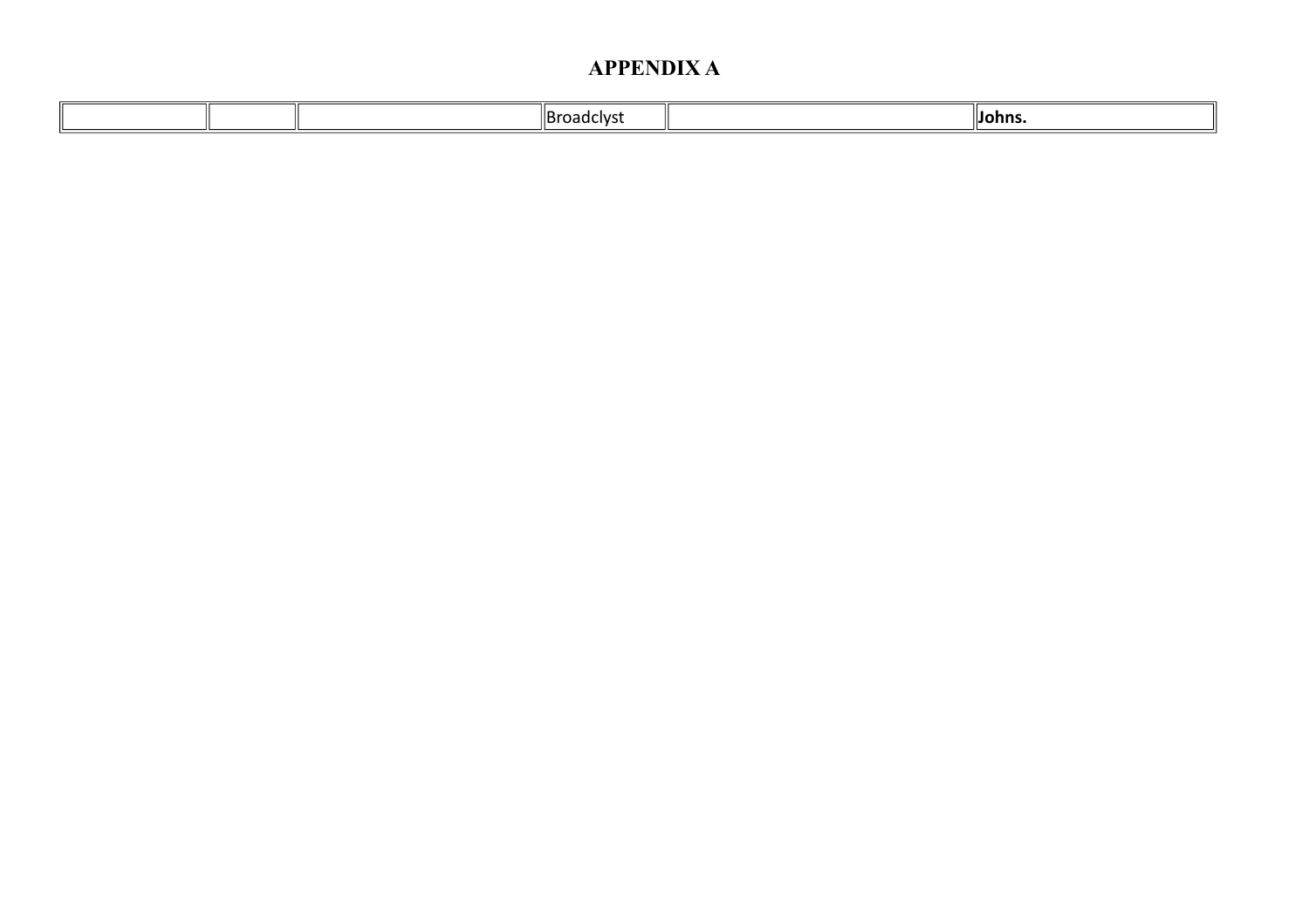# APPENDIX A

| | | | | | |
|---|---|---|---|---|---|
| | | | Broadclyst | | **Johns.** |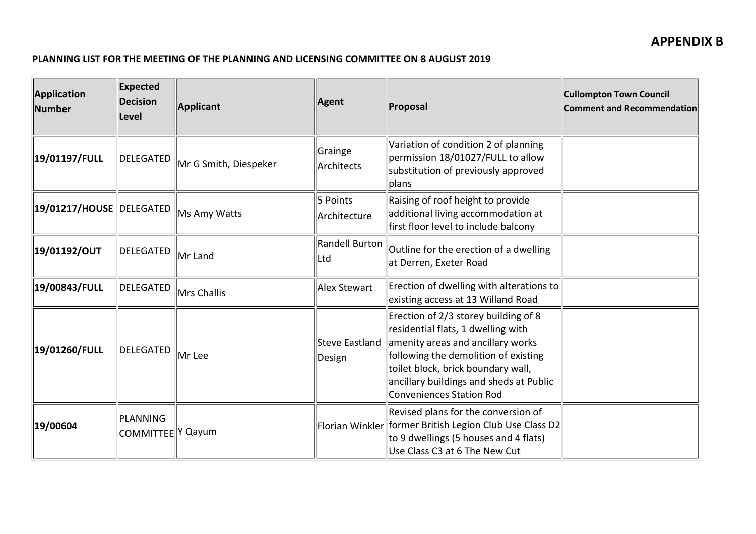## APPENDIX B

**PLANNING LIST FOR THE MEETING OF THE PLANNING AND LICENSING COMMITTEE ON 8 AUGUST 2019**

| Application Number | Expected Decision Level | Applicant | Agent | Proposal | Cullompton Town Council Comment and Recommendation |
|---|---|---|---|---|---|
| **19/01197/FULL** | DELEGATED | Mr G Smith, Diespeker | Grainge Architects | Variation of condition 2 of planning permission 18/01027/FULL to allow substitution of previously approved plans | |
| **19/01217/HOUSE** | DELEGATED | Ms Amy Watts | 5 Points Architecture | Raising of roof height to provide additional living accommodation at first floor level to include balcony | |
| **19/01192/OUT** | DELEGATED | Mr Land | Randell Burton Ltd | Outline for the erection of a dwelling at Derren, Exeter Road | |
| **19/00843/FULL** | DELEGATED | Mrs Challis | Alex Stewart | Erection of dwelling with alterations to existing access at 13 Willand Road | |
| **19/01260/FULL** | DELEGATED | Mr Lee | Steve Eastland Design | Erection of 2/3 storey building of 8 residential flats, 1 dwelling with amenity areas and ancillary works following the demolition of existing toilet block, brick boundary wall, ancillary buildings and sheds at Public Conveniences Station Rod | |
| **19/00604** | PLANNING COMMITTEE | Y Qayum | Florian Winkler | Revised plans for the conversion of former British Legion Club Use Class D2 to 9 dwellings (5 houses and 4 flats) Use Class C3 at 6 The New Cut | |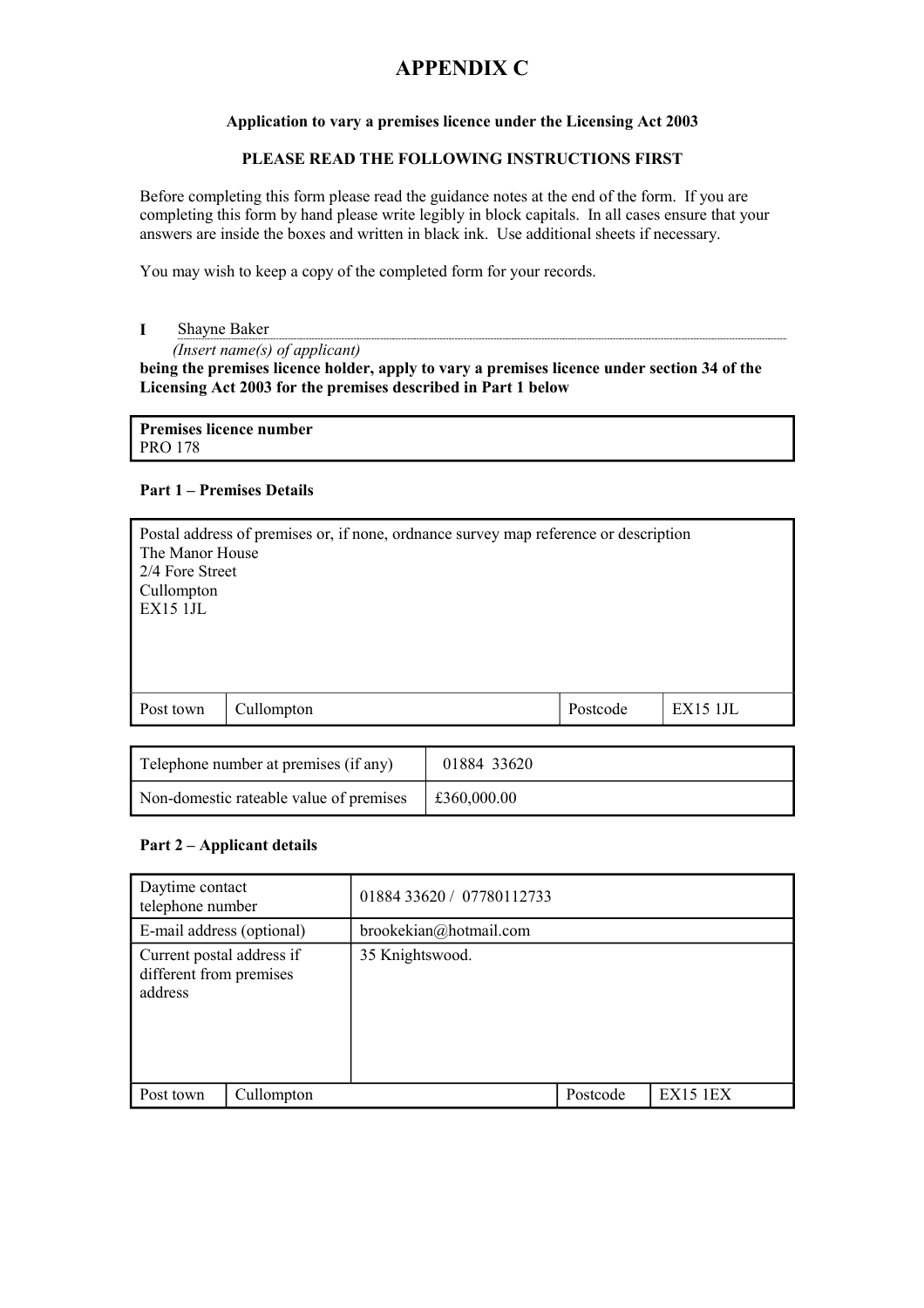# APPENDIX C

**Application to vary a premises licence under the Licensing Act 2003**

**PLEASE READ THE FOLLOWING INSTRUCTIONS FIRST**

Before completing this form please read the guidance notes at the end of the form. If you are completing this form by hand please write legibly in block capitals. In all cases ensure that your answers are inside the boxes and written in black ink. Use additional sheets if necessary.

You may wish to keep a copy of the completed form for your records.

**I** Shayne Baker
*(Insert name(s) of applicant)*
**being the premises licence holder, apply to vary a premises licence under section 34 of the Licensing Act 2003 for the premises described in Part 1 below**

| **Premises licence number** |
| --- |
| PRO 178 |

**Part 1 – Premises Details**

| Postal address of premises or, if none, ordnance survey map reference or description | | | |
| --- | --- | --- | --- |
| The Manor House<br>2/4 Fore Street<br>Cullompton<br>EX15 1JL | | | |
| Post town | Cullompton | Postcode | EX15 1JL |

| | |
| --- | --- |
| Telephone number at premises (if any) | 01884 33620 |
| Non-domestic rateable value of premises | £360,000.00 |

**Part 2 – Applicant details**

| | | | |
| --- | --- | --- | --- |
| Daytime contact telephone number | 01884 33620 / 07780112733 | | |
| E-mail address (optional) | brookekian@hotmail.com | | |
| Current postal address if different from premises address | 35 Knightswood. | | |
| Post town | Cullompton | Postcode | EX15 1EX |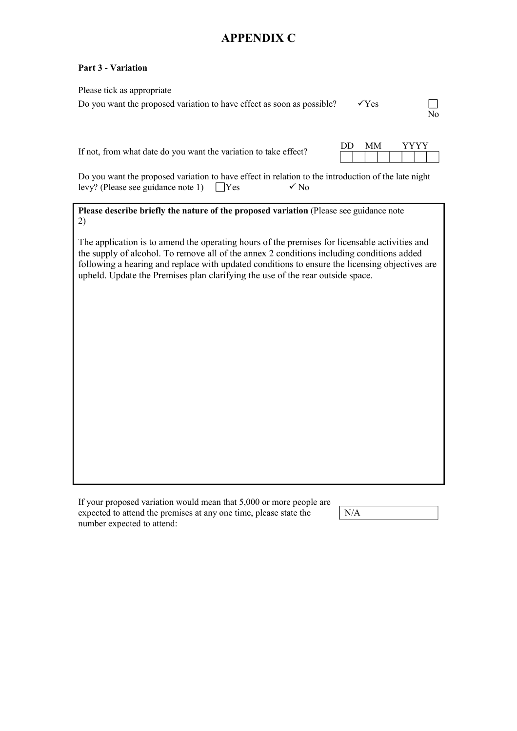# APPENDIX C

**Part 3 - Variation**

Please tick as appropriate

Do you want the proposed variation to have effect as soon as possible? ✓Yes ☐ No

If not, from what date do you want the variation to take effect?

| DD | | MM | | YYYY | | | |
|---|---|---|---|---|---|---|---|
| | | | | | | | |

Do you want the proposed variation to have effect in relation to the introduction of the late night levy? (Please see guidance note 1) ☐Yes ✓ No

**Please describe briefly the nature of the proposed variation** (Please see guidance note 2)

The application is to amend the operating hours of the premises for licensable activities and the supply of alcohol. To remove all of the annex 2 conditions including conditions added following a hearing and replace with updated conditions to ensure the licensing objectives are upheld. Update the Premises plan clarifying the use of the rear outside space.

If your proposed variation would mean that 5,000 or more people are expected to attend the premises at any one time, please state the number expected to attend: N/A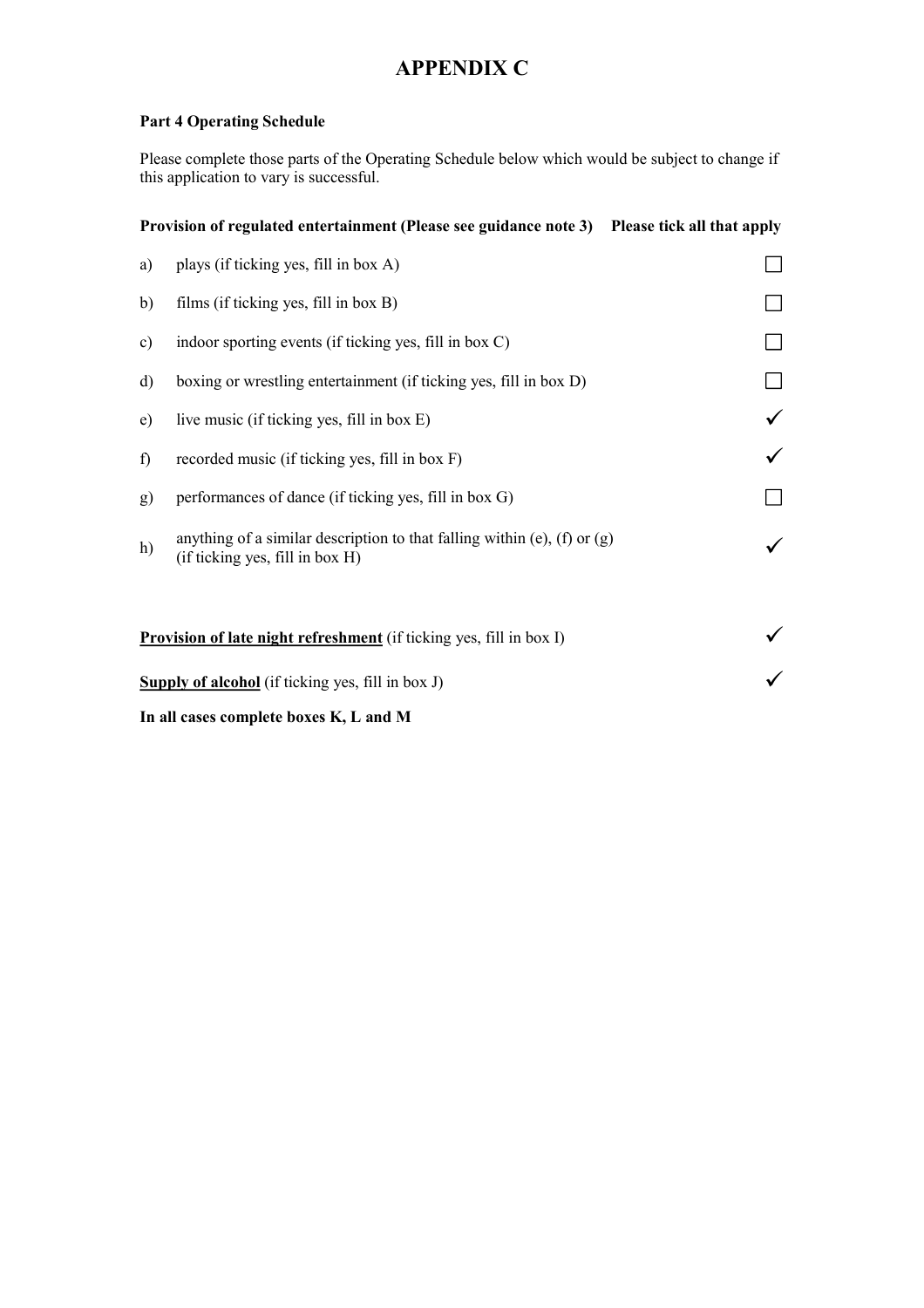# APPENDIX C

**Part 4 Operating Schedule**

Please complete those parts of the Operating Schedule below which would be subject to change if this application to vary is successful.

| **Provision of regulated entertainment (Please see guidance note 3)** | | **Please tick all that apply** |
|---|---|---|
| a) | plays (if ticking yes, fill in box A) | ☐ |
| b) | films (if ticking yes, fill in box B) | ☐ |
| c) | indoor sporting events (if ticking yes, fill in box C) | ☐ |
| d) | boxing or wrestling entertainment (if ticking yes, fill in box D) | ☐ |
| e) | live music (if ticking yes, fill in box E) | ✓ |
| f) | recorded music (if ticking yes, fill in box F) | ✓ |
| g) | performances of dance (if ticking yes, fill in box G) | ☐ |
| h) | anything of a similar description to that falling within (e), (f) or (g) (if ticking yes, fill in box H) | ✓ |

**Provision of late night refreshment** (if ticking yes, fill in box I) ✓

**Supply of alcohol** (if ticking yes, fill in box J) ✓

**In all cases complete boxes K, L and M**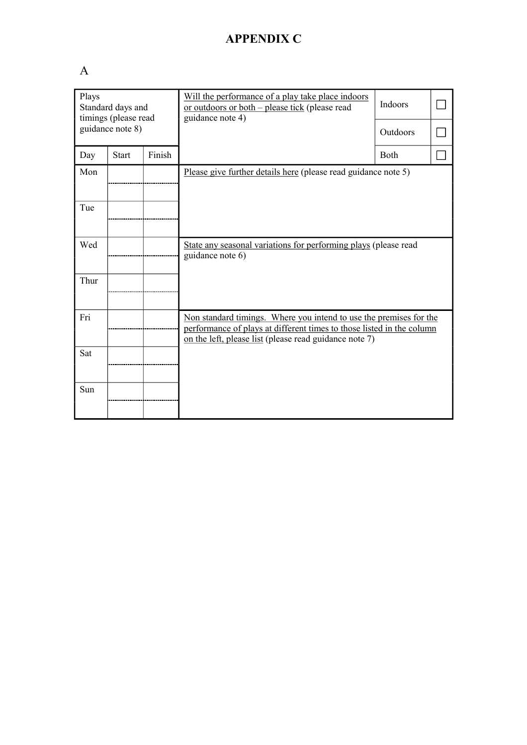# APPENDIX C

A

| Plays<br>Standard days and timings (please read guidance note 8) | | | Will the performance of a play take place indoors or outdoors or both – please tick (please read guidance note 4) | Indoors | ☐ |
|---|---|---|---|---|---|
| | | | | Outdoors | ☐ |
| Day | Start | Finish | | Both | ☐ |
| Mon | | | Please give further details here (please read guidance note 5) | | |
| | | | | | |
| Tue | | | | | |
| | | | | | |
| Wed | | | State any seasonal variations for performing plays (please read guidance note 6) | | |
| | | | | | |
| Thur | | | | | |
| | | | | | |
| Fri | | | Non standard timings. Where you intend to use the premises for the performance of plays at different times to those listed in the column on the left, please list (please read guidance note 7) | | |
| | | | | | |
| Sat | | | | | |
| | | | | | |
| Sun | | | | | |
| | | | | | |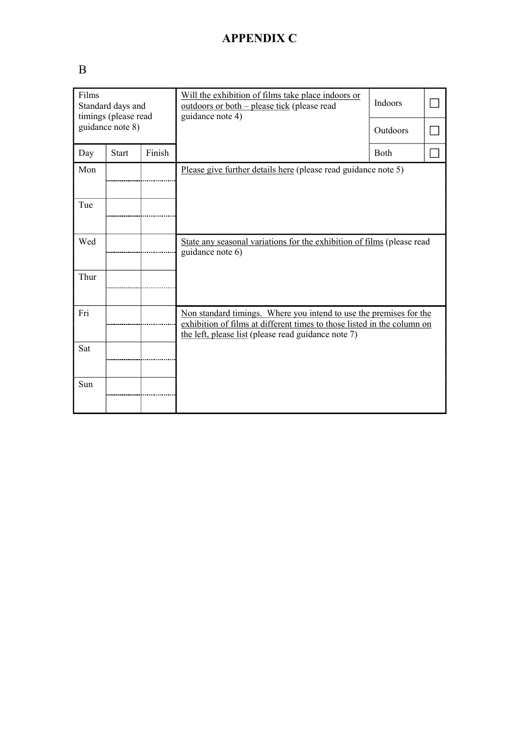# APPENDIX C

B

| Films<br>Standard days and timings (please read guidance note 8) | | | Will the exhibition of films take place indoors or outdoors or both – please tick (please read guidance note 4) | | |
|---|---|---|---|---|---|
| | | | | Indoors | ☐ |
| | | | | Outdoors | ☐ |
| Day | Start | Finish | | Both | ☐ |
| Mon | | | Please give further details here (please read guidance note 5) | | |
| | | | | | |
| Tue | | | | | |
| | | | | | |
| Wed | | | State any seasonal variations for the exhibition of films (please read guidance note 6) | | |
| | | | | | |
| Thur | | | | | |
| | | | | | |
| Fri | | | Non standard timings. Where you intend to use the premises for the exhibition of films at different times to those listed in the column on the left, please list (please read guidance note 7) | | |
| | | | | | |
| Sat | | | | | |
| | | | | | |
| Sun | | | | | |
| | | | | | |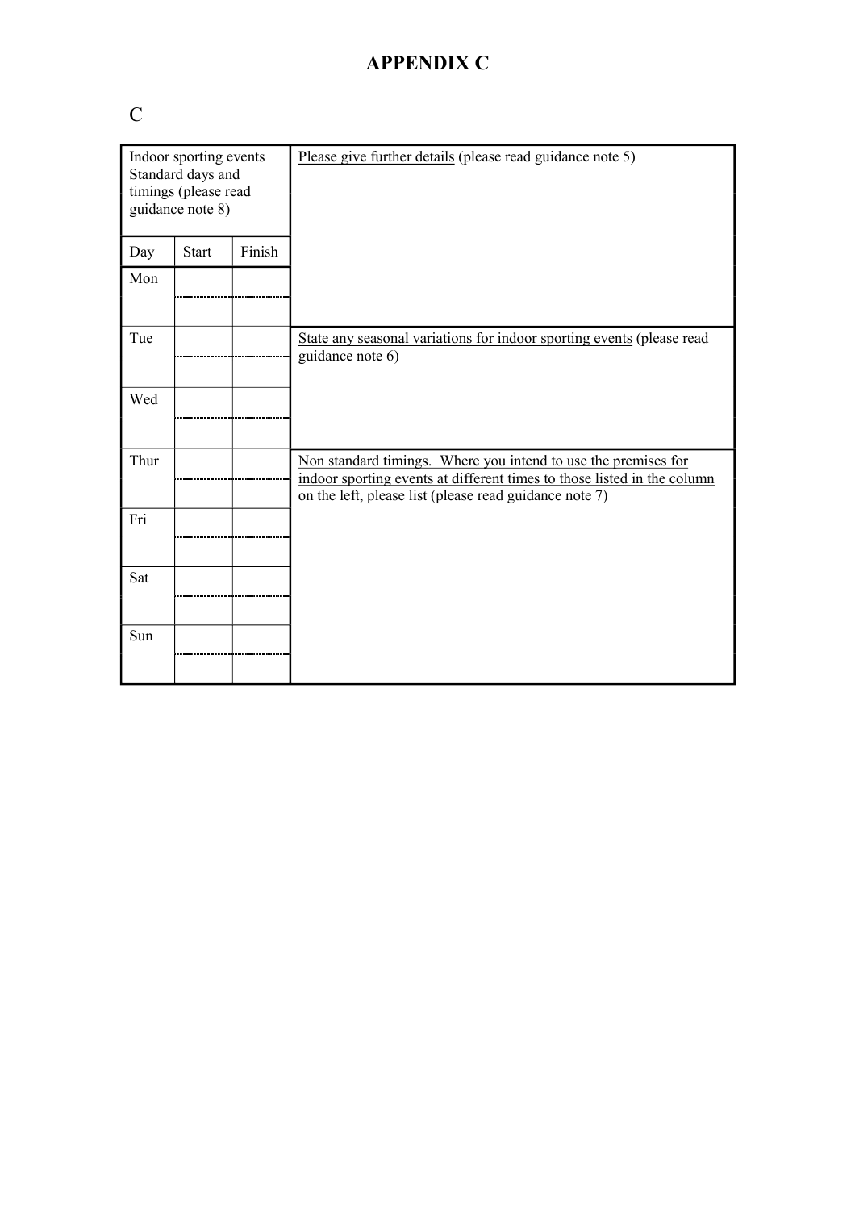# APPENDIX C

C

| Indoor sporting events Standard days and timings (please read guidance note 8) | | | Please give further details (please read guidance note 5) |
|---|---|---|---|
| Day | Start | Finish | |
| Mon | | | |
| | | | |
| Tue | | | State any seasonal variations for indoor sporting events (please read guidance note 6) |
| | | | |
| Wed | | | |
| | | | |
| Thur | | | Non standard timings. Where you intend to use the premises for indoor sporting events at different times to those listed in the column on the left, please list (please read guidance note 7) |
| | | | |
| Fri | | | |
| | | | |
| Sat | | | |
| | | | |
| Sun | | | |
| | | | |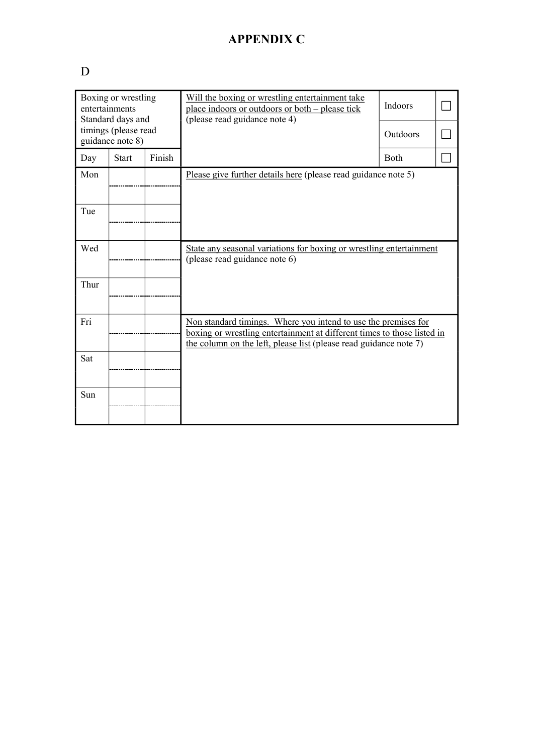# APPENDIX C

D

| Boxing or wrestling entertainments Standard days and timings (please read guidance note 8) | | | Will the boxing or wrestling entertainment take place indoors or outdoors or both – please tick (please read guidance note 4) | | |
|---|---|---|---|---|---|
| | | | | Indoors | ☐ |
| | | | | Outdoors | ☐ |
| Day | Start | Finish | | Both | ☐ |
| Mon | | | Please give further details here (please read guidance note 5) | | |
| | | | | | |
| Tue | | | | | |
| | | | | | |
| Wed | | | State any seasonal variations for boxing or wrestling entertainment (please read guidance note 6) | | |
| | | | | | |
| Thur | | | | | |
| | | | | | |
| Fri | | | Non standard timings. Where you intend to use the premises for boxing or wrestling entertainment at different times to those listed in the column on the left, please list (please read guidance note 7) | | |
| | | | | | |
| Sat | | | | | |
| | | | | | |
| Sun | | | | | |
| | | | | | |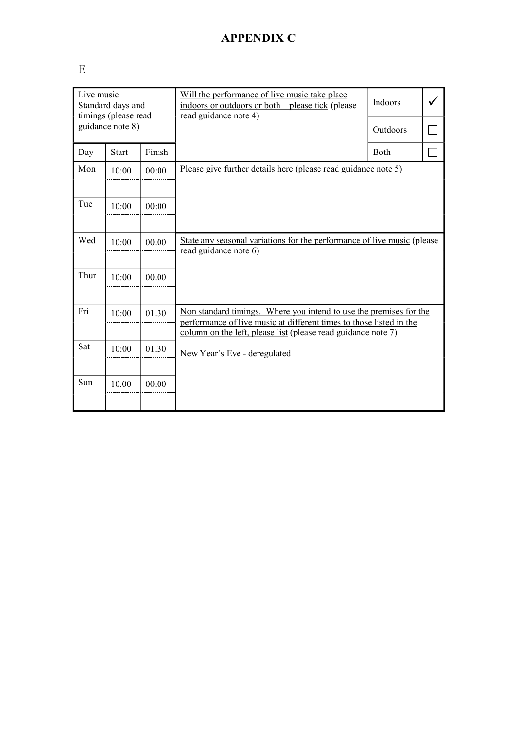# APPENDIX C

E

| Live music Standard days and timings (please read guidance note 8) | | | Will the performance of live music take place indoors or outdoors or both – please tick (please read guidance note 4) | Indoors | ✓ |
|---|---|---|---|---|---|
| | | | | Outdoors | ☐ |
| Day | Start | Finish | | Both | ☐ |
| Mon | 10:00 | 00:00 | Please give further details here (please read guidance note 5) | | |
| | | | | | |
| Tue | 10:00 | 00:00 | | | |
| | | | | | |
| Wed | 10:00 | 00.00 | State any seasonal variations for the performance of live music (please read guidance note 6) | | |
| | | | | | |
| Thur | 10:00 | 00.00 | | | |
| | | | | | |
| Fri | 10:00 | 01.30 | Non standard timings. Where you intend to use the premises for the performance of live music at different times to those listed in the column on the left, please list (please read guidance note 7) | | |
| | | | | | |
| Sat | 10:00 | 01.30 | New Year's Eve - deregulated | | |
| | | | | | |
| Sun | 10.00 | 00.00 | | | |
| | | | | | |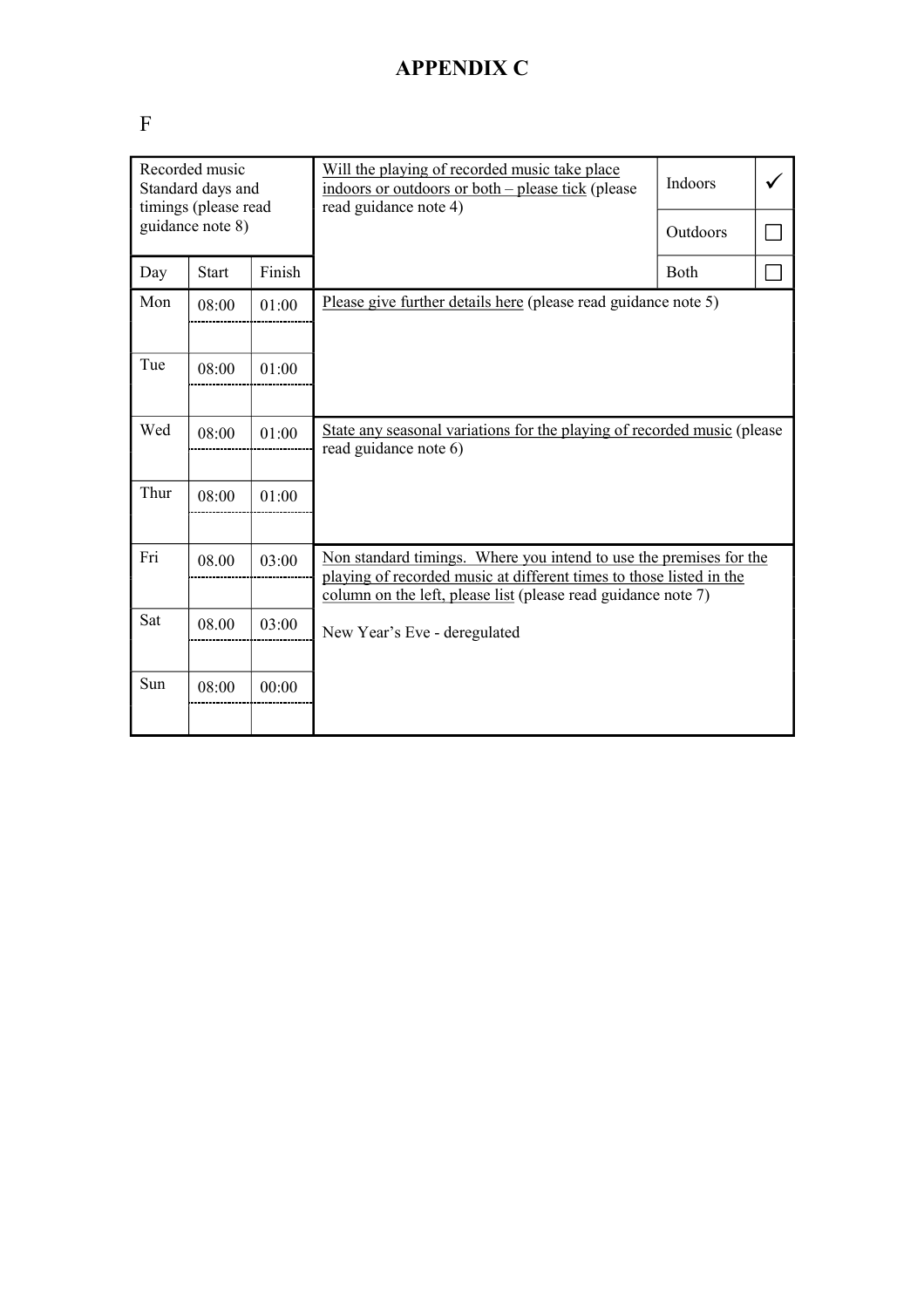# APPENDIX C

F

| Recorded music Standard days and timings (please read guidance note 8) | | | Will the playing of recorded music take place indoors or outdoors or both – please tick (please read guidance note 4) | Indoors | ✓ |
|---|---|---|---|---|---|
| | | | | Outdoors | ☐ |
| Day | Start | Finish | | Both | ☐ |
| Mon | 08:00 | 01:00 | Please give further details here (please read guidance note 5) | | |
| Tue | 08:00 | 01:00 | | | |
| Wed | 08:00 | 01:00 | State any seasonal variations for the playing of recorded music (please read guidance note 6) | | |
| Thur | 08:00 | 01:00 | | | |
| Fri | 08.00 | 03:00 | Non standard timings. Where you intend to use the premises for the playing of recorded music at different times to those listed in the column on the left, please list (please read guidance note 7)<br><br>New Year's Eve - deregulated | | |
| Sat | 08.00 | 03:00 | | | |
| Sun | 08:00 | 00:00 | | | |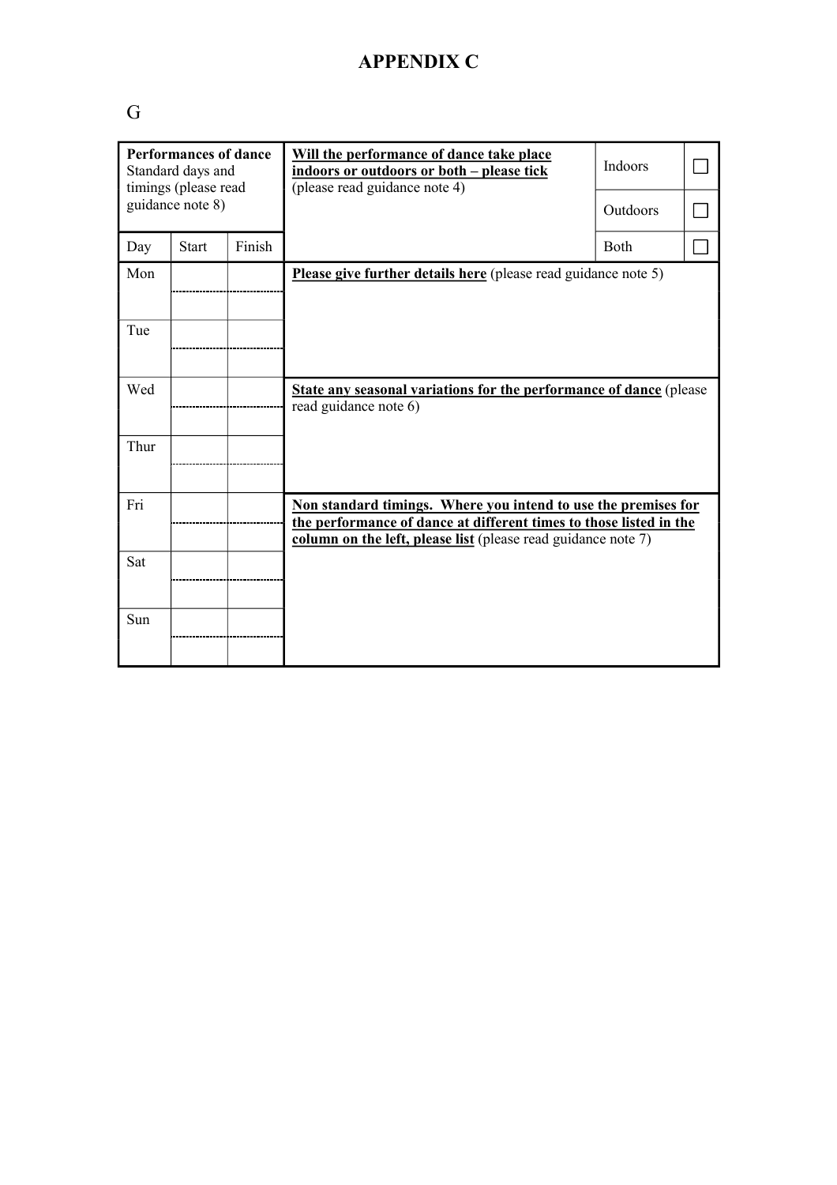# APPENDIX C

G

| **Performances of dance** Standard days and timings (please read guidance note 8) | | | **Will the performance of dance take place indoors or outdoors or both – please tick** (please read guidance note 4) | Indoors | ☐ |
|---|---|---|---|---|---|
| | | | | Outdoors | ☐ |
| Day | Start | Finish | | Both | ☐ |
| Mon | | | **Please give further details here** (please read guidance note 5) | | |
| | | | | | |
| Tue | | | | | |
| | | | | | |
| Wed | | | **State any seasonal variations for the performance of dance** (please read guidance note 6) | | |
| | | | | | |
| Thur | | | | | |
| | | | | | |
| Fri | | | **Non standard timings. Where you intend to use the premises for the performance of dance at different times to those listed in the column on the left, please list** (please read guidance note 7) | | |
| | | | | | |
| Sat | | | | | |
| | | | | | |
| Sun | | | | | |
| | | | | | |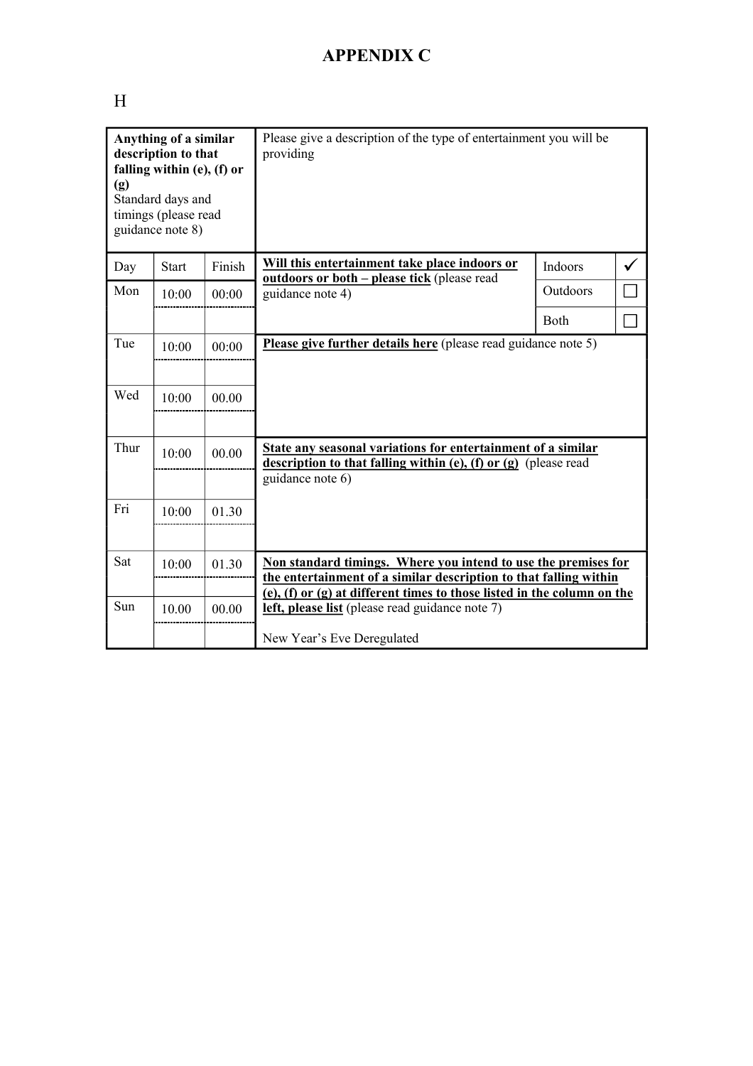# APPENDIX C

H

| Anything of a similar description to that falling within (e), (f) or (g) Standard days and timings (please read guidance note 8) | | | Please give a description of the type of entertainment you will be providing | | |
|---|---|---|---|---|---|
| Day | Start | Finish | **Will this entertainment take place indoors or outdoors or both – please tick** (please read guidance note 4) | Indoors | ✓ |
| Mon | 10:00 | 00:00 | | Outdoors | ☐ |
| | | | | Both | ☐ |
| Tue | 10:00 | 00:00 | **Please give further details here** (please read guidance note 5) | | |
| | | | | | |
| Wed | 10:00 | 00.00 | | | |
| | | | | | |
| Thur | 10:00 | 00.00 | **State any seasonal variations for entertainment of a similar description to that falling within (e), (f) or (g)** (please read guidance note 6) | | |
| | | | | | |
| Fri | 10:00 | 01.30 | | | |
| | | | | | |
| Sat | 10:00 | 01.30 | **Non standard timings. Where you intend to use the premises for the entertainment of a similar description to that falling within (e), (f) or (g) at different times to those listed in the column on the left, please list** (please read guidance note 7) | | |
| | | | | | |
| Sun | 10.00 | 00.00 | | | |
| | | | New Year's Eve Deregulated | | |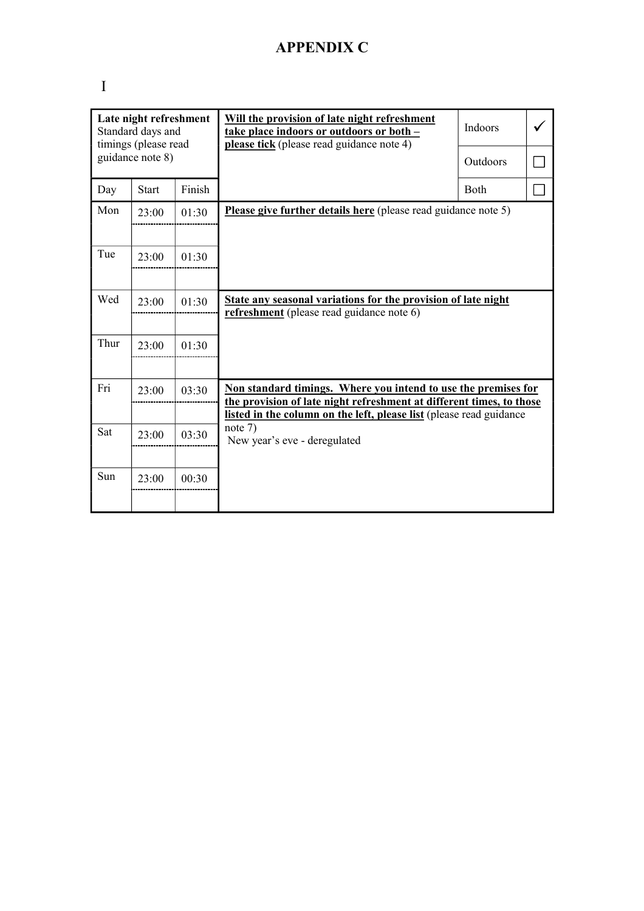# APPENDIX C

I

| **Late night refreshment** Standard days and timings (please read guidance note 8) | | | **Will the provision of late night refreshment take place indoors or outdoors or both – please tick** (please read guidance note 4) | Indoors | ✓ |
|---|---|---|---|---|---|
| | | | | Outdoors | ☐ |
| Day | Start | Finish | | Both | ☐ |
| Mon | 23:00 | 01:30 | **Please give further details here** (please read guidance note 5) | | |
| | | | | | |
| Tue | 23:00 | 01:30 | | | |
| | | | | | |
| Wed | 23:00 | 01:30 | **State any seasonal variations for the provision of late night refreshment** (please read guidance note 6) | | |
| | | | | | |
| Thur | 23:00 | 01:30 | | | |
| | | | | | |
| Fri | 23:00 | 03:30 | **Non standard timings. Where you intend to use the premises for the provision of late night refreshment at different times, to those listed in the column on the left, please list** (please read guidance note 7) New year's eve - deregulated | | |
| | | | | | |
| Sat | 23:00 | 03:30 | | | |
| | | | | | |
| Sun | 23:00 | 00:30 | | | |
| | | | | | |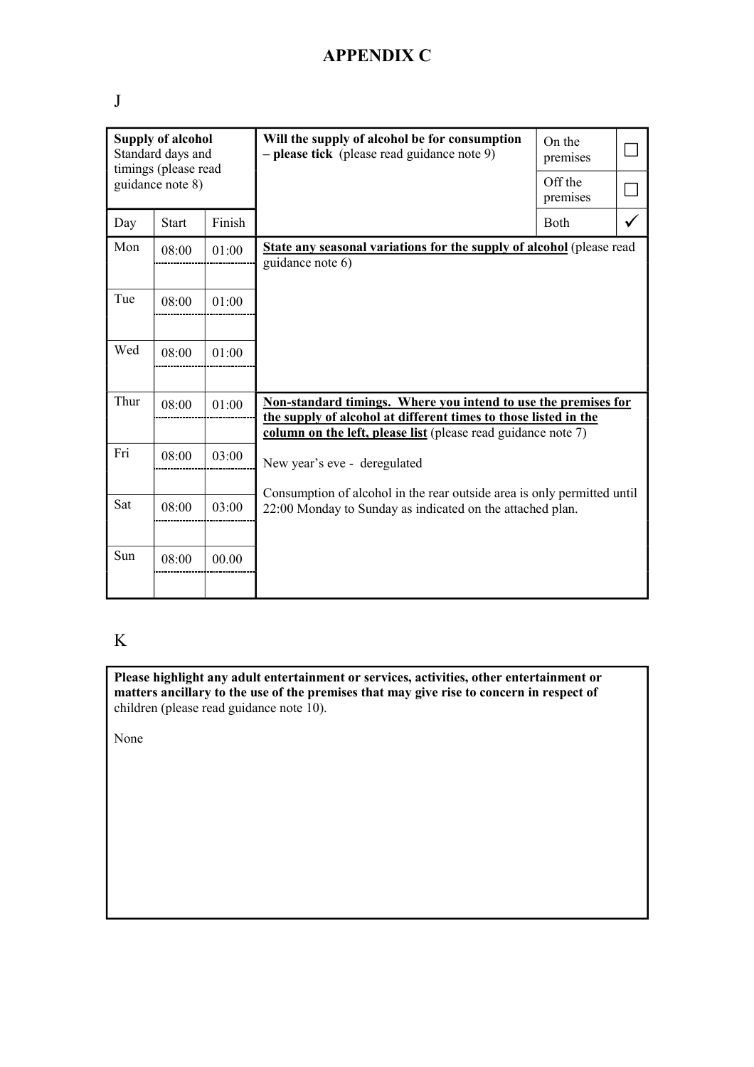# APPENDIX C

J

| **Supply of alcohol** Standard days and timings (please read guidance note 8) | | | **Will the supply of alcohol be for consumption – please tick** (please read guidance note 9) | On the premises | ☐ |
|---|---|---|---|---|---|
| | | | | Off the premises | ☐ |
| Day | Start | Finish | | Both | ✓ |
| Mon | 08:00 | 01:00 | **State any seasonal variations for the supply of alcohol** (please read guidance note 6) | | |
| Tue | 08:00 | 01:00 | | | |
| Wed | 08:00 | 01:00 | | | |
| Thur | 08:00 | 01:00 | **Non-standard timings. Where you intend to use the premises for the supply of alcohol at different times to those listed in the column on the left, please list** (please read guidance note 7) | | |
| Fri | 08:00 | 03:00 | New year's eve - deregulated | | |
| Sat | 08:00 | 03:00 | Consumption of alcohol in the rear outside area is only permitted until 22:00 Monday to Sunday as indicated on the attached plan. | | |
| Sun | 08:00 | 00.00 | | | |

K

**Please highlight any adult entertainment or services, activities, other entertainment or matters ancillary to the use of the premises that may give rise to concern in respect of** children (please read guidance note 10).

None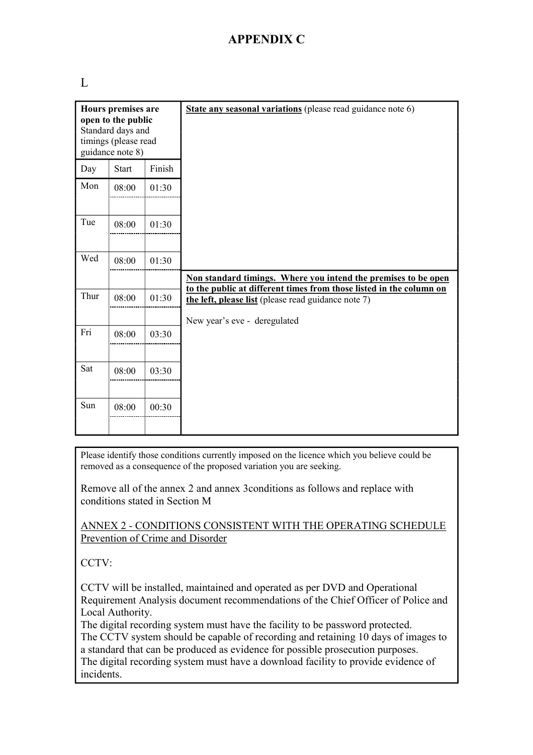# APPENDIX C

L

| Hours premises are open to the public<br>Standard days and timings (please read guidance note 8) | | | **State any seasonal variations** (please read guidance note 6) |
|---|---|---|---|
| Day | Start | Finish | |
| Mon | 08:00 | 01:30 | |
| Tue | 08:00 | 01:30 | |
| Wed | 08:00 | 01:30 | |
| | | | **Non standard timings. Where you intend the premises to be open to the public at different times from those listed in the column on the left, please list** (please read guidance note 7)<br><br>New year's eve - deregulated |
| Thur | 08:00 | 01:30 | |
| Fri | 08:00 | 03:30 | |
| Sat | 08:00 | 03:30 | |
| Sun | 08:00 | 00:30 | |

Please identify those conditions currently imposed on the licence which you believe could be removed as a consequence of the proposed variation you are seeking.

Remove all of the annex 2 and annex 3conditions as follows and replace with conditions stated in Section M

ANNEX 2 - CONDITIONS CONSISTENT WITH THE OPERATING SCHEDULE
Prevention of Crime and Disorder

CCTV:

CCTV will be installed, maintained and operated as per DVD and Operational Requirement Analysis document recommendations of the Chief Officer of Police and Local Authority.
The digital recording system must have the facility to be password protected.
The CCTV system should be capable of recording and retaining 10 days of images to a standard that can be produced as evidence for possible prosecution purposes.
The digital recording system must have a download facility to provide evidence of incidents.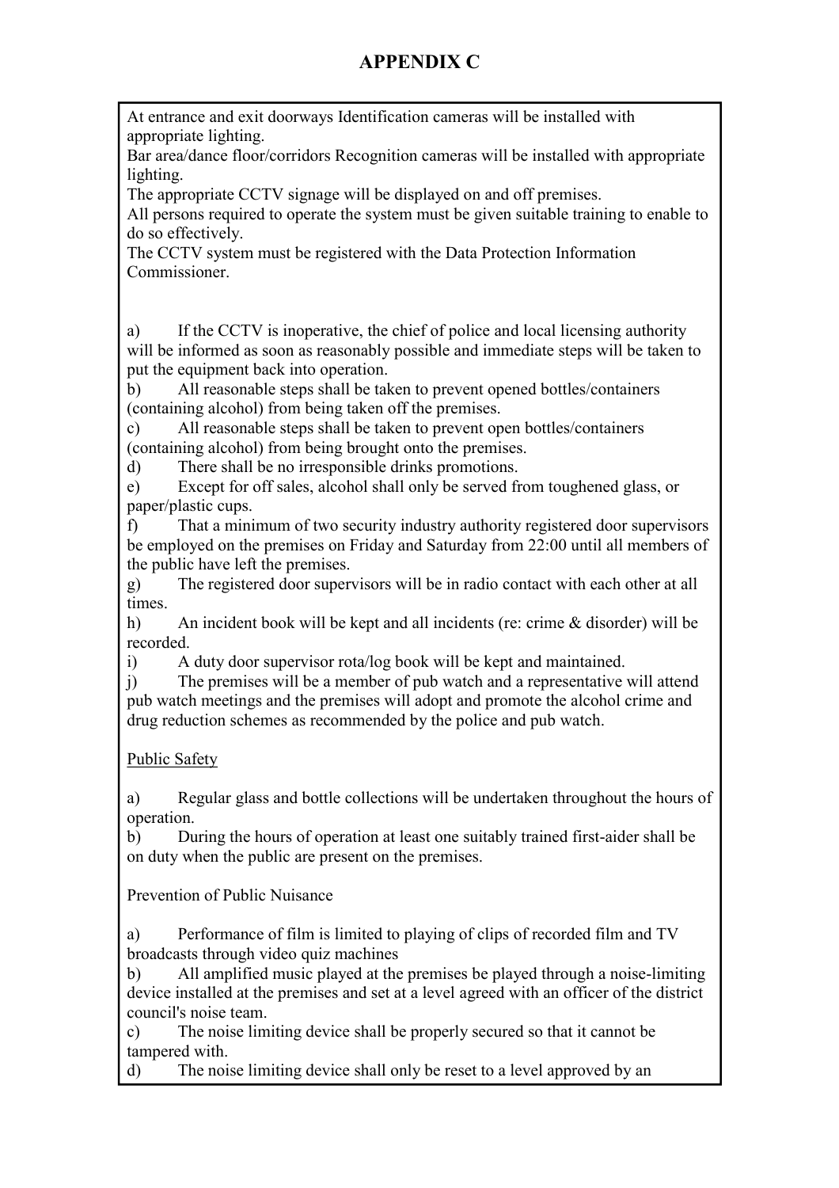# APPENDIX C

At entrance and exit doorways Identification cameras will be installed with appropriate lighting.
Bar area/dance floor/corridors Recognition cameras will be installed with appropriate lighting.
The appropriate CCTV signage will be displayed on and off premises.
All persons required to operate the system must be given suitable training to enable to do so effectively.
The CCTV system must be registered with the Data Protection Information Commissioner.

a) If the CCTV is inoperative, the chief of police and local licensing authority will be informed as soon as reasonably possible and immediate steps will be taken to put the equipment back into operation.
b) All reasonable steps shall be taken to prevent opened bottles/containers (containing alcohol) from being taken off the premises.
c) All reasonable steps shall be taken to prevent open bottles/containers (containing alcohol) from being brought onto the premises.
d) There shall be no irresponsible drinks promotions.
e) Except for off sales, alcohol shall only be served from toughened glass, or paper/plastic cups.
f) That a minimum of two security industry authority registered door supervisors be employed on the premises on Friday and Saturday from 22:00 until all members of the public have left the premises.
g) The registered door supervisors will be in radio contact with each other at all times.
h) An incident book will be kept and all incidents (re: crime & disorder) will be recorded.
i) A duty door supervisor rota/log book will be kept and maintained.
j) The premises will be a member of pub watch and a representative will attend pub watch meetings and the premises will adopt and promote the alcohol crime and drug reduction schemes as recommended by the police and pub watch.

<u>Public Safety</u>

a) Regular glass and bottle collections will be undertaken throughout the hours of operation.
b) During the hours of operation at least one suitably trained first-aider shall be on duty when the public are present on the premises.

Prevention of Public Nuisance

a) Performance of film is limited to playing of clips of recorded film and TV broadcasts through video quiz machines
b) All amplified music played at the premises be played through a noise-limiting device installed at the premises and set at a level agreed with an officer of the district council's noise team.
c) The noise limiting device shall be properly secured so that it cannot be tampered with.
d) The noise limiting device shall only be reset to a level approved by an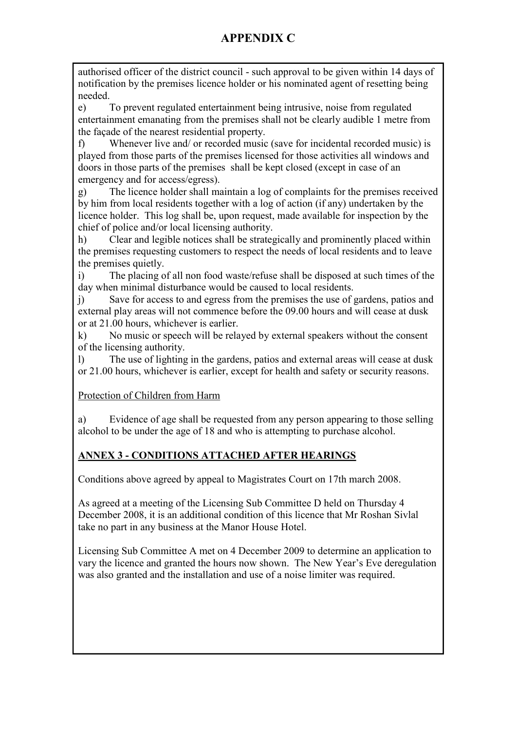# APPENDIX C

authorised officer of the district council - such approval to be given within 14 days of notification by the premises licence holder or his nominated agent of resetting being needed.

e) To prevent regulated entertainment being intrusive, noise from regulated entertainment emanating from the premises shall not be clearly audible 1 metre from the façade of the nearest residential property.

f) Whenever live and/ or recorded music (save for incidental recorded music) is played from those parts of the premises licensed for those activities all windows and doors in those parts of the premises shall be kept closed (except in case of an emergency and for access/egress).

g) The licence holder shall maintain a log of complaints for the premises received by him from local residents together with a log of action (if any) undertaken by the licence holder. This log shall be, upon request, made available for inspection by the chief of police and/or local licensing authority.

h) Clear and legible notices shall be strategically and prominently placed within the premises requesting customers to respect the needs of local residents and to leave the premises quietly.

i) The placing of all non food waste/refuse shall be disposed at such times of the day when minimal disturbance would be caused to local residents.

j) Save for access to and egress from the premises the use of gardens, patios and external play areas will not commence before the 09.00 hours and will cease at dusk or at 21.00 hours, whichever is earlier.

k) No music or speech will be relayed by external speakers without the consent of the licensing authority.

l) The use of lighting in the gardens, patios and external areas will cease at dusk or 21.00 hours, whichever is earlier, except for health and safety or security reasons.

Protection of Children from Harm

a) Evidence of age shall be requested from any person appearing to those selling alcohol to be under the age of 18 and who is attempting to purchase alcohol.

**ANNEX 3 - CONDITIONS ATTACHED AFTER HEARINGS**

Conditions above agreed by appeal to Magistrates Court on 17th march 2008.

As agreed at a meeting of the Licensing Sub Committee D held on Thursday 4 December 2008, it is an additional condition of this licence that Mr Roshan Sivlal take no part in any business at the Manor House Hotel.

Licensing Sub Committee A met on 4 December 2009 to determine an application to vary the licence and granted the hours now shown. The New Year's Eve deregulation was also granted and the installation and use of a noise limiter was required.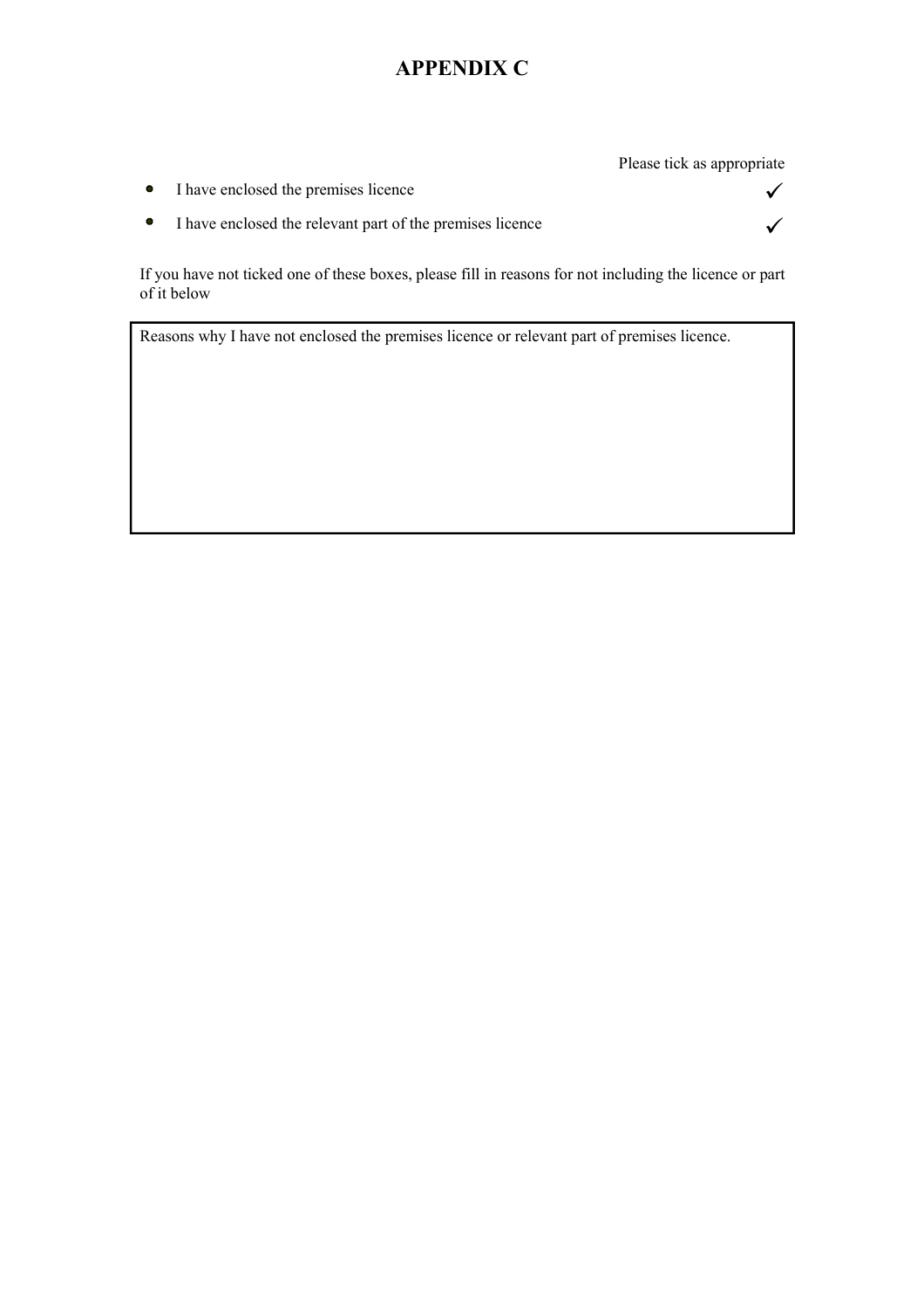# APPENDIX C

Please tick as appropriate

- I have enclosed the premises licence ✓
- I have enclosed the relevant part of the premises licence ✓

If you have not ticked one of these boxes, please fill in reasons for not including the licence or part of it below

| Reasons why I have not enclosed the premises licence or relevant part of premises licence. |
|---|
| |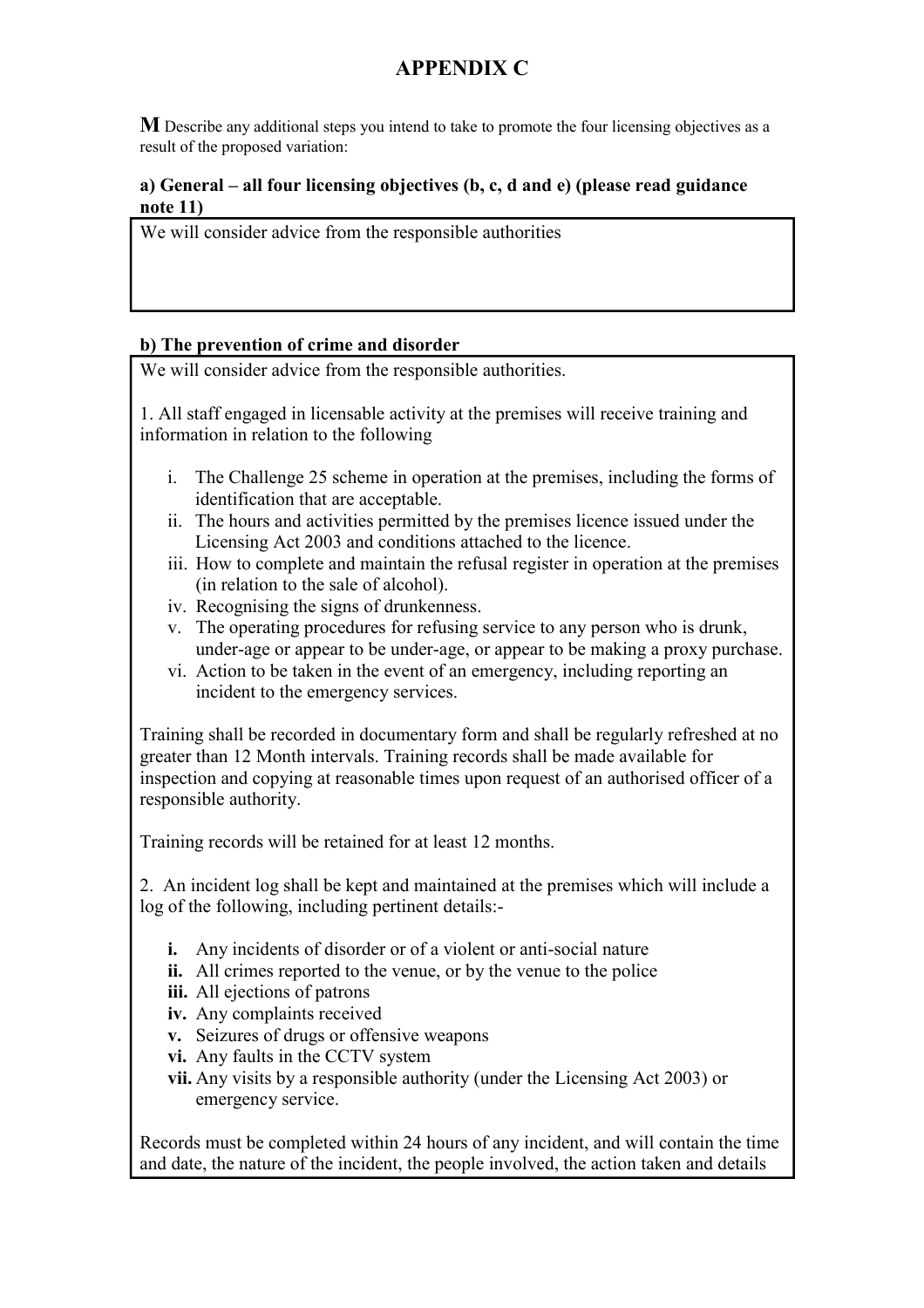# APPENDIX C

**M** Describe any additional steps you intend to take to promote the four licensing objectives as a result of the proposed variation:

**a) General – all four licensing objectives (b, c, d and e) (please read guidance note 11)**

We will consider advice from the responsible authorities

**b) The prevention of crime and disorder**

We will consider advice from the responsible authorities.

1. All staff engaged in licensable activity at the premises will receive training and information in relation to the following

   i. The Challenge 25 scheme in operation at the premises, including the forms of identification that are acceptable.
   ii. The hours and activities permitted by the premises licence issued under the Licensing Act 2003 and conditions attached to the licence.
   iii. How to complete and maintain the refusal register in operation at the premises (in relation to the sale of alcohol).
   iv. Recognising the signs of drunkenness.
   v. The operating procedures for refusing service to any person who is drunk, under-age or appear to be under-age, or appear to be making a proxy purchase.
   vi. Action to be taken in the event of an emergency, including reporting an incident to the emergency services.

Training shall be recorded in documentary form and shall be regularly refreshed at no greater than 12 Month intervals. Training records shall be made available for inspection and copying at reasonable times upon request of an authorised officer of a responsible authority.

Training records will be retained for at least 12 months.

2. An incident log shall be kept and maintained at the premises which will include a log of the following, including pertinent details:-

   **i.** Any incidents of disorder or of a violent or anti-social nature
   **ii.** All crimes reported to the venue, or by the venue to the police
   **iii.** All ejections of patrons
   **iv.** Any complaints received
   **v.** Seizures of drugs or offensive weapons
   **vi.** Any faults in the CCTV system
   **vii.** Any visits by a responsible authority (under the Licensing Act 2003) or emergency service.

Records must be completed within 24 hours of any incident, and will contain the time and date, the nature of the incident, the people involved, the action taken and details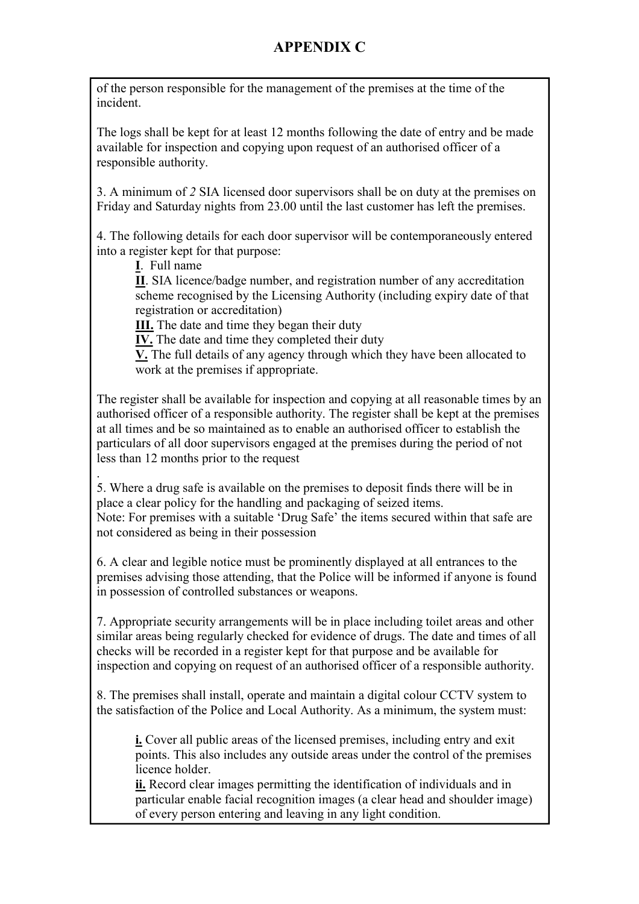# APPENDIX C

of the person responsible for the management of the premises at the time of the incident.

The logs shall be kept for at least 12 months following the date of entry and be made available for inspection and copying upon request of an authorised officer of a responsible authority.

3. A minimum of *2* SIA licensed door supervisors shall be on duty at the premises on Friday and Saturday nights from 23.00 until the last customer has left the premises.

4. The following details for each door supervisor will be contemporaneously entered into a register kept for that purpose:

- **I**. Full name
- **II**. SIA licence/badge number, and registration number of any accreditation scheme recognised by the Licensing Authority (including expiry date of that registration or accreditation)
- **III.** The date and time they began their duty
- **IV.** The date and time they completed their duty
- **V.** The full details of any agency through which they have been allocated to work at the premises if appropriate.

The register shall be available for inspection and copying at all reasonable times by an authorised officer of a responsible authority. The register shall be kept at the premises at all times and be so maintained as to enable an authorised officer to establish the particulars of all door supervisors engaged at the premises during the period of not less than 12 months prior to the request

.

5. Where a drug safe is available on the premises to deposit finds there will be in place a clear policy for the handling and packaging of seized items.
Note: For premises with a suitable 'Drug Safe' the items secured within that safe are not considered as being in their possession

6. A clear and legible notice must be prominently displayed at all entrances to the premises advising those attending, that the Police will be informed if anyone is found in possession of controlled substances or weapons.

7. Appropriate security arrangements will be in place including toilet areas and other similar areas being regularly checked for evidence of drugs. The date and times of all checks will be recorded in a register kept for that purpose and be available for inspection and copying on request of an authorised officer of a responsible authority.

8. The premises shall install, operate and maintain a digital colour CCTV system to the satisfaction of the Police and Local Authority. As a minimum, the system must:

- **i.** Cover all public areas of the licensed premises, including entry and exit points. This also includes any outside areas under the control of the premises licence holder.
- **ii.** Record clear images permitting the identification of individuals and in particular enable facial recognition images (a clear head and shoulder image) of every person entering and leaving in any light condition.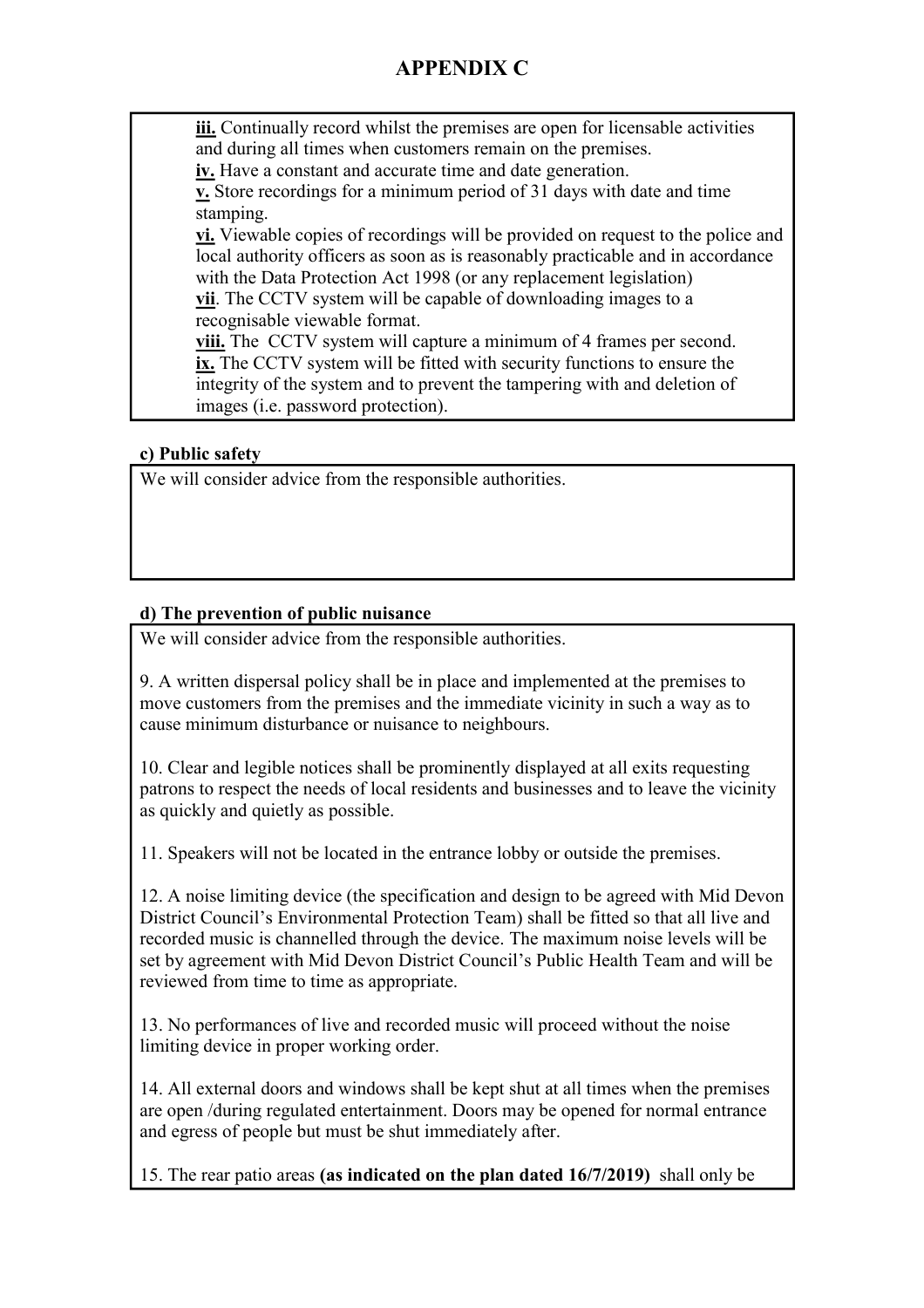# APPENDIX C

**iii.** Continually record whilst the premises are open for licensable activities and during all times when customers remain on the premises.
**iv.** Have a constant and accurate time and date generation.
**v.** Store recordings for a minimum period of 31 days with date and time stamping.
**vi.** Viewable copies of recordings will be provided on request to the police and local authority officers as soon as is reasonably practicable and in accordance with the Data Protection Act 1998 (or any replacement legislation)
**vii**. The CCTV system will be capable of downloading images to a recognisable viewable format.
**viii.** The CCTV system will capture a minimum of 4 frames per second.
**ix.** The CCTV system will be fitted with security functions to ensure the integrity of the system and to prevent the tampering with and deletion of images (i.e. password protection).

**c) Public safety**

We will consider advice from the responsible authorities.

**d) The prevention of public nuisance**

We will consider advice from the responsible authorities.

9. A written dispersal policy shall be in place and implemented at the premises to move customers from the premises and the immediate vicinity in such a way as to cause minimum disturbance or nuisance to neighbours.

10. Clear and legible notices shall be prominently displayed at all exits requesting patrons to respect the needs of local residents and businesses and to leave the vicinity as quickly and quietly as possible.

11. Speakers will not be located in the entrance lobby or outside the premises.

12. A noise limiting device (the specification and design to be agreed with Mid Devon District Council's Environmental Protection Team) shall be fitted so that all live and recorded music is channelled through the device. The maximum noise levels will be set by agreement with Mid Devon District Council's Public Health Team and will be reviewed from time to time as appropriate.

13. No performances of live and recorded music will proceed without the noise limiting device in proper working order.

14. All external doors and windows shall be kept shut at all times when the premises are open /during regulated entertainment. Doors may be opened for normal entrance and egress of people but must be shut immediately after.

15. The rear patio areas **(as indicated on the plan dated 16/7/2019)** shall only be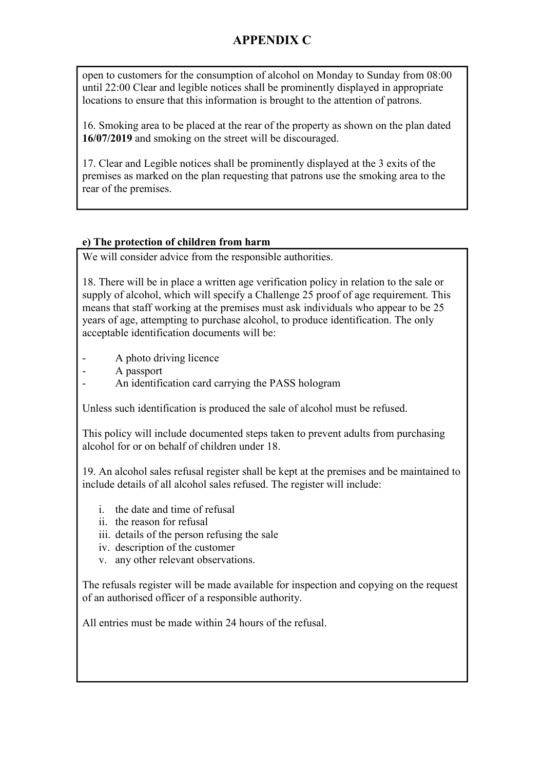# APPENDIX C

open to customers for the consumption of alcohol on Monday to Sunday from 08:00 until 22:00 Clear and legible notices shall be prominently displayed in appropriate locations to ensure that this information is brought to the attention of patrons.

16. Smoking area to be placed at the rear of the property as shown on the plan dated **16/07/2019** and smoking on the street will be discouraged.

17. Clear and Legible notices shall be prominently displayed at the 3 exits of the premises as marked on the plan requesting that patrons use the smoking area to the rear of the premises.

**e) The protection of children from harm**

We will consider advice from the responsible authorities.

18. There will be in place a written age verification policy in relation to the sale or supply of alcohol, which will specify a Challenge 25 proof of age requirement. This means that staff working at the premises must ask individuals who appear to be 25 years of age, attempting to purchase alcohol, to produce identification. The only acceptable identification documents will be:

- A photo driving licence
- A passport
- An identification card carrying the PASS hologram

Unless such identification is produced the sale of alcohol must be refused.

This policy will include documented steps taken to prevent adults from purchasing alcohol for or on behalf of children under 18.

19. An alcohol sales refusal register shall be kept at the premises and be maintained to include details of all alcohol sales refused. The register will include:

i. the date and time of refusal
ii. the reason for refusal
iii. details of the person refusing the sale
iv. description of the customer
v. any other relevant observations.

The refusals register will be made available for inspection and copying on the request of an authorised officer of a responsible authority.

All entries must be made within 24 hours of the refusal.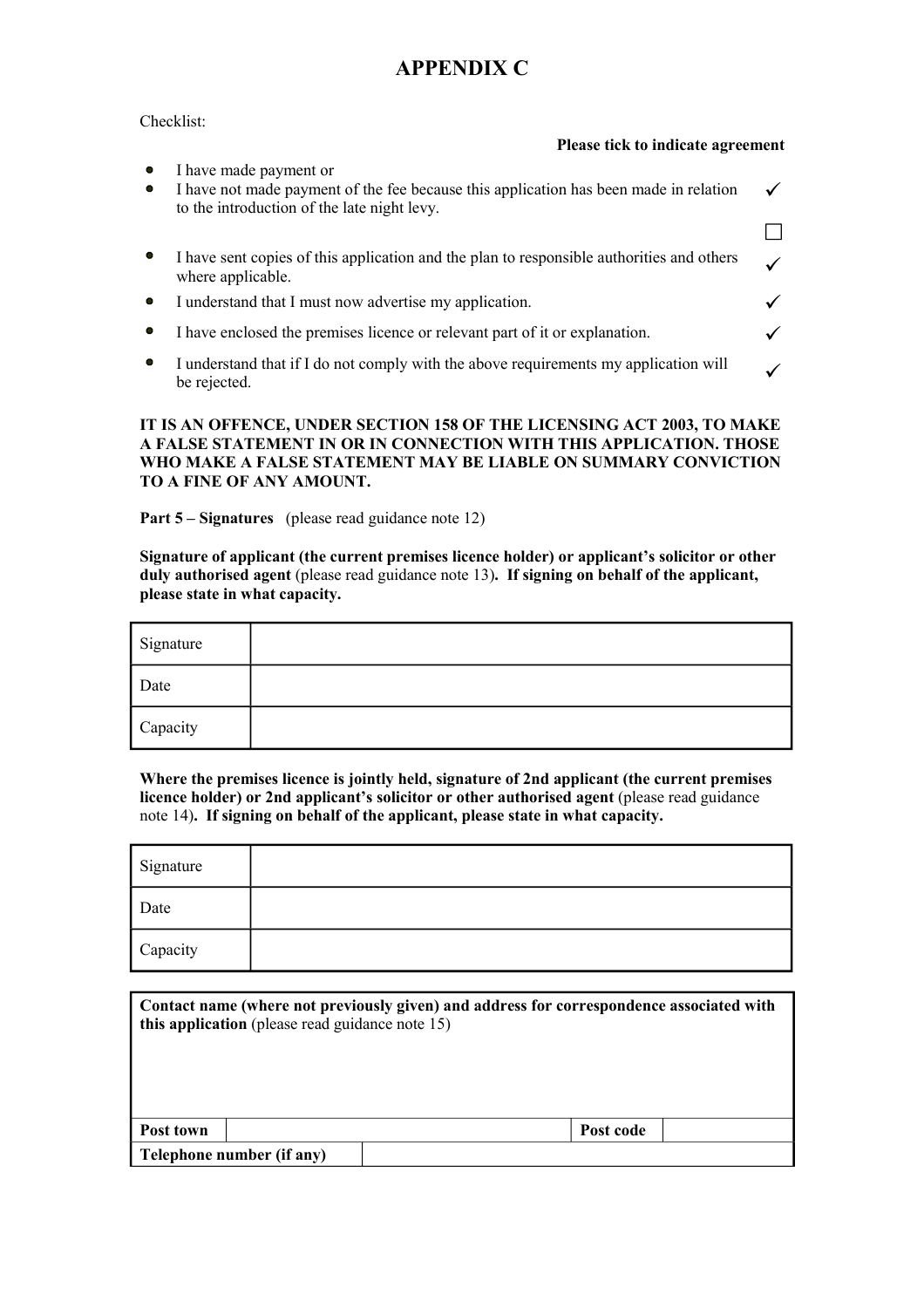# APPENDIX C

Checklist:

**Please tick to indicate agreement**

- I have made payment or
- I have not made payment of the fee because this application has been made in relation to the introduction of the late night levy. ✓

☐

- I have sent copies of this application and the plan to responsible authorities and others where applicable. ✓
- I understand that I must now advertise my application. ✓
- I have enclosed the premises licence or relevant part of it or explanation. ✓
- I understand that if I do not comply with the above requirements my application will be rejected. ✓

**IT IS AN OFFENCE, UNDER SECTION 158 OF THE LICENSING ACT 2003, TO MAKE A FALSE STATEMENT IN OR IN CONNECTION WITH THIS APPLICATION. THOSE WHO MAKE A FALSE STATEMENT MAY BE LIABLE ON SUMMARY CONVICTION TO A FINE OF ANY AMOUNT.**

**Part 5 – Signatures** (please read guidance note 12)

**Signature of applicant (the current premises licence holder) or applicant's solicitor or other duly authorised agent** (please read guidance note 13)**. If signing on behalf of the applicant, please state in what capacity.**

| Signature | |
|---|---|
| Date | |
| Capacity | |

**Where the premises licence is jointly held, signature of 2nd applicant (the current premises licence holder) or 2nd applicant's solicitor or other authorised agent** (please read guidance note 14)**. If signing on behalf of the applicant, please state in what capacity.**

| Signature | |
|---|---|
| Date | |
| Capacity | |

**Contact name (where not previously given) and address for correspondence associated with this application** (please read guidance note 15)

| **Post town** | | **Post code** | |
|---|---|---|---|
| **Telephone number (if any)** | | | |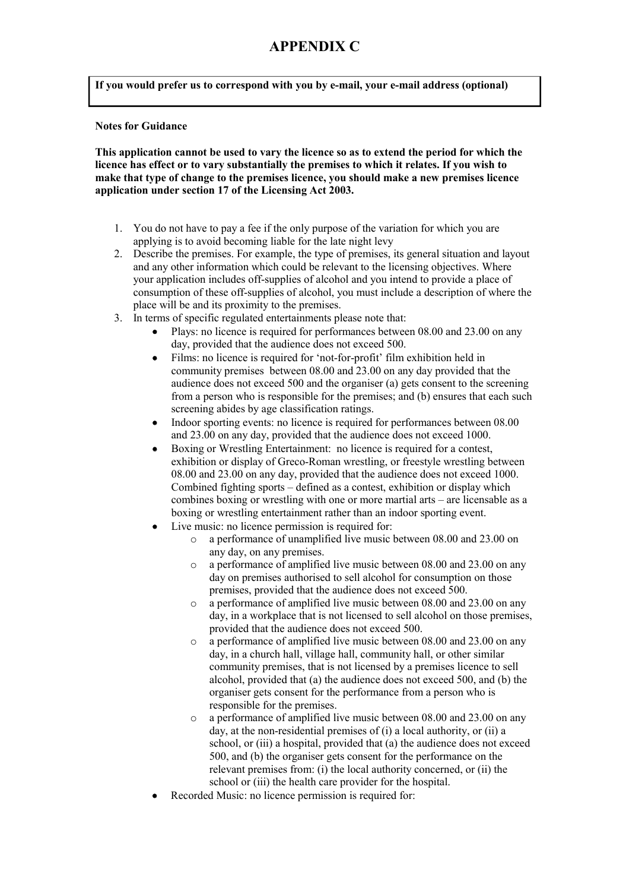# APPENDIX C

**If you would prefer us to correspond with you by e-mail, your e-mail address (optional)**

**Notes for Guidance**

**This application cannot be used to vary the licence so as to extend the period for which the licence has effect or to vary substantially the premises to which it relates. If you wish to make that type of change to the premises licence, you should make a new premises licence application under section 17 of the Licensing Act 2003.**

1. You do not have to pay a fee if the only purpose of the variation for which you are applying is to avoid becoming liable for the late night levy
2. Describe the premises. For example, the type of premises, its general situation and layout and any other information which could be relevant to the licensing objectives. Where your application includes off-supplies of alcohol and you intend to provide a place of consumption of these off-supplies of alcohol, you must include a description of where the place will be and its proximity to the premises.
3. In terms of specific regulated entertainments please note that:
   - Plays: no licence is required for performances between 08.00 and 23.00 on any day, provided that the audience does not exceed 500.
   - Films: no licence is required for 'not-for-profit' film exhibition held in community premises between 08.00 and 23.00 on any day provided that the audience does not exceed 500 and the organiser (a) gets consent to the screening from a person who is responsible for the premises; and (b) ensures that each such screening abides by age classification ratings.
   - Indoor sporting events: no licence is required for performances between 08.00 and 23.00 on any day, provided that the audience does not exceed 1000.
   - Boxing or Wrestling Entertainment: no licence is required for a contest, exhibition or display of Greco-Roman wrestling, or freestyle wrestling between 08.00 and 23.00 on any day, provided that the audience does not exceed 1000. Combined fighting sports – defined as a contest, exhibition or display which combines boxing or wrestling with one or more martial arts – are licensable as a boxing or wrestling entertainment rather than an indoor sporting event.
   - Live music: no licence permission is required for:
     - a performance of unamplified live music between 08.00 and 23.00 on any day, on any premises.
     - a performance of amplified live music between 08.00 and 23.00 on any day on premises authorised to sell alcohol for consumption on those premises, provided that the audience does not exceed 500.
     - a performance of amplified live music between 08.00 and 23.00 on any day, in a workplace that is not licensed to sell alcohol on those premises, provided that the audience does not exceed 500.
     - a performance of amplified live music between 08.00 and 23.00 on any day, in a church hall, village hall, community hall, or other similar community premises, that is not licensed by a premises licence to sell alcohol, provided that (a) the audience does not exceed 500, and (b) the organiser gets consent for the performance from a person who is responsible for the premises.
     - a performance of amplified live music between 08.00 and 23.00 on any day, at the non-residential premises of (i) a local authority, or (ii) a school, or (iii) a hospital, provided that (a) the audience does not exceed 500, and (b) the organiser gets consent for the performance on the relevant premises from: (i) the local authority concerned, or (ii) the school or (iii) the health care provider for the hospital.
   - Recorded Music: no licence permission is required for: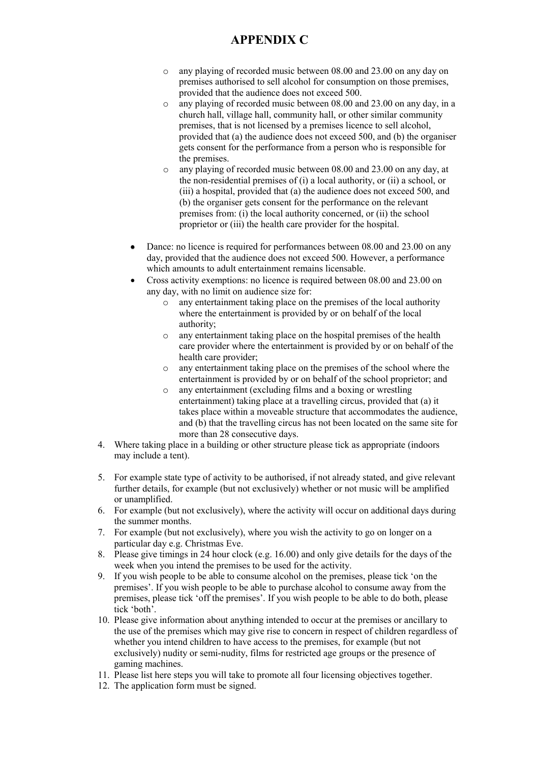# APPENDIX C

- any playing of recorded music between 08.00 and 23.00 on any day on premises authorised to sell alcohol for consumption on those premises, provided that the audience does not exceed 500.
    - any playing of recorded music between 08.00 and 23.00 on any day, in a church hall, village hall, community hall, or other similar community premises, that is not licensed by a premises licence to sell alcohol, provided that (a) the audience does not exceed 500, and (b) the organiser gets consent for the performance from a person who is responsible for the premises.
    - any playing of recorded music between 08.00 and 23.00 on any day, at the non-residential premises of (i) a local authority, or (ii) a school, or (iii) a hospital, provided that (a) the audience does not exceed 500, and (b) the organiser gets consent for the performance on the relevant premises from: (i) the local authority concerned, or (ii) the school proprietor or (iii) the health care provider for the hospital.

- Dance: no licence is required for performances between 08.00 and 23.00 on any day, provided that the audience does not exceed 500. However, a performance which amounts to adult entertainment remains licensable.
- Cross activity exemptions: no licence is required between 08.00 and 23.00 on any day, with no limit on audience size for:
    - any entertainment taking place on the premises of the local authority where the entertainment is provided by or on behalf of the local authority;
    - any entertainment taking place on the hospital premises of the health care provider where the entertainment is provided by or on behalf of the health care provider;
    - any entertainment taking place on the premises of the school where the entertainment is provided by or on behalf of the school proprietor; and
    - any entertainment (excluding films and a boxing or wrestling entertainment) taking place at a travelling circus, provided that (a) it takes place within a moveable structure that accommodates the audience, and (b) that the travelling circus has not been located on the same site for more than 28 consecutive days.

4. Where taking place in a building or other structure please tick as appropriate (indoors may include a tent).
5. For example state type of activity to be authorised, if not already stated, and give relevant further details, for example (but not exclusively) whether or not music will be amplified or unamplified.
6. For example (but not exclusively), where the activity will occur on additional days during the summer months.
7. For example (but not exclusively), where you wish the activity to go on longer on a particular day e.g. Christmas Eve.
8. Please give timings in 24 hour clock (e.g. 16.00) and only give details for the days of the week when you intend the premises to be used for the activity.
9. If you wish people to be able to consume alcohol on the premises, please tick 'on the premises'. If you wish people to be able to purchase alcohol to consume away from the premises, please tick 'off the premises'. If you wish people to be able to do both, please tick 'both'.
10. Please give information about anything intended to occur at the premises or ancillary to the use of the premises which may give rise to concern in respect of children regardless of whether you intend children to have access to the premises, for example (but not exclusively) nudity or semi-nudity, films for restricted age groups or the presence of gaming machines.
11. Please list here steps you will take to promote all four licensing objectives together.
12. The application form must be signed.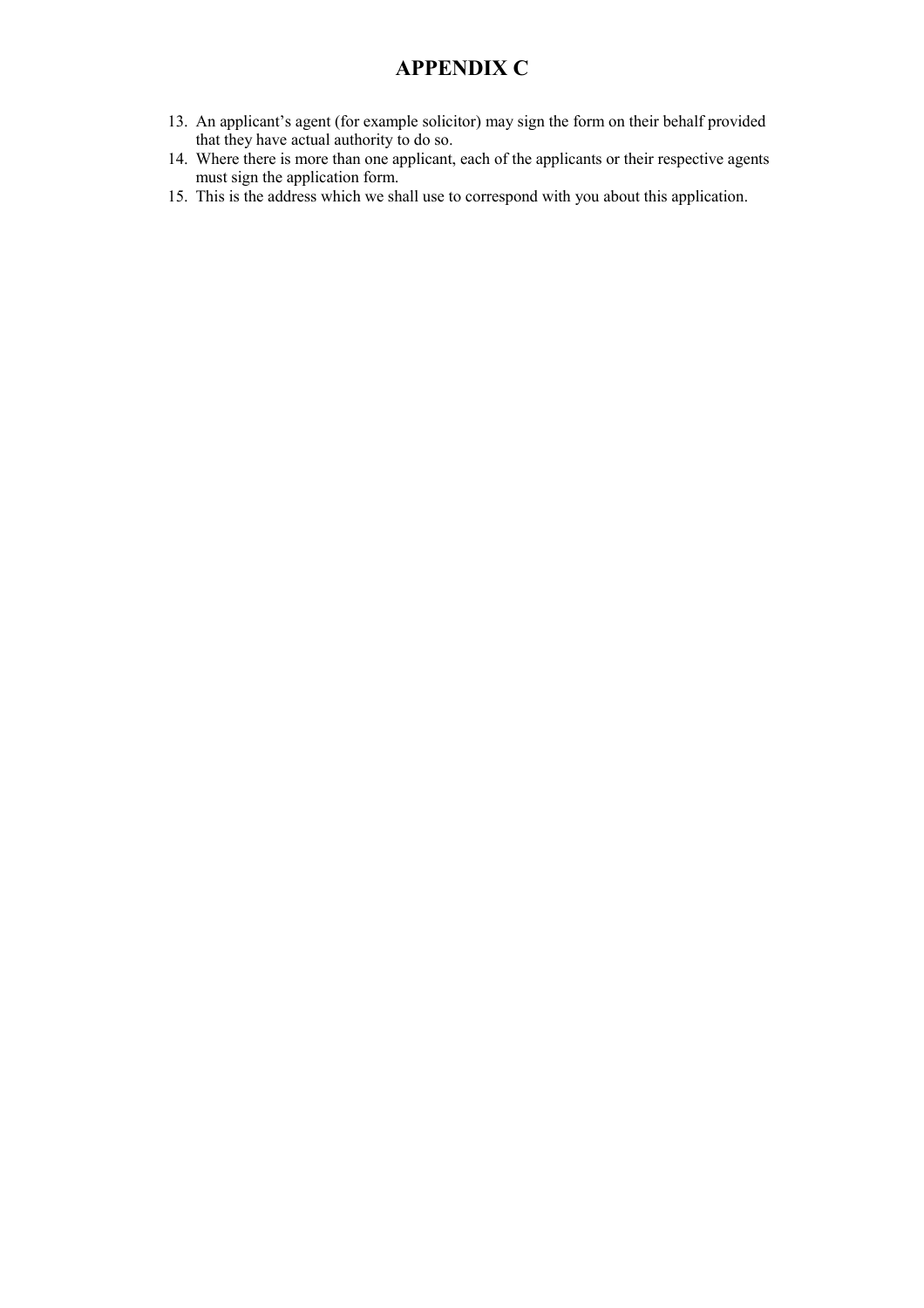# APPENDIX C

13. An applicant's agent (for example solicitor) may sign the form on their behalf provided that they have actual authority to do so.
14. Where there is more than one applicant, each of the applicants or their respective agents must sign the application form.
15. This is the address which we shall use to correspond with you about this application.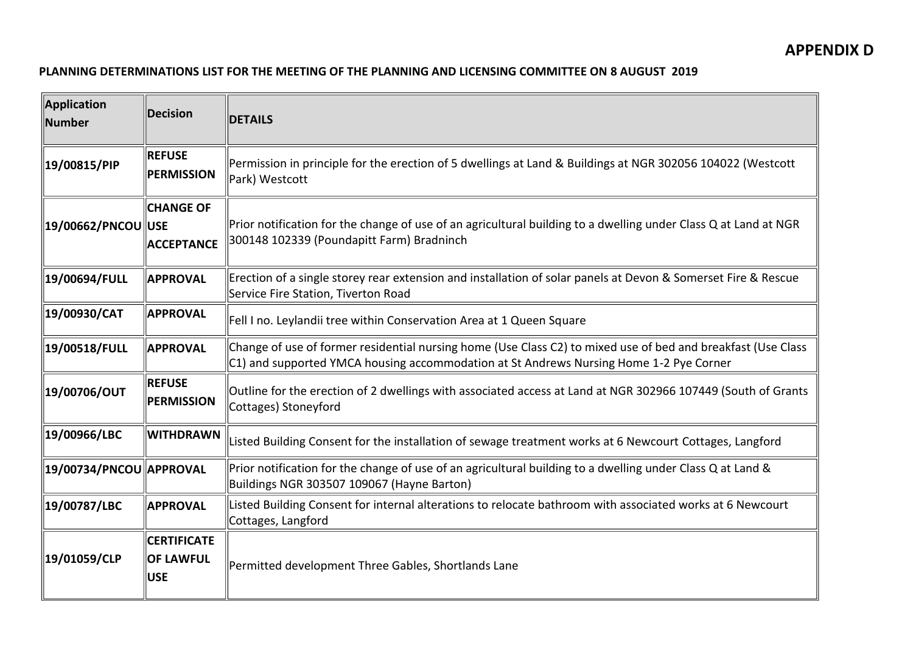# APPENDIX D

**PLANNING DETERMINATIONS LIST FOR THE MEETING OF THE PLANNING AND LICENSING COMMITTEE ON 8 AUGUST 2019**

| Application Number | Decision | DETAILS |
|---|---|---|
| **19/00815/PIP** | **REFUSE PERMISSION** | Permission in principle for the erection of 5 dwellings at Land & Buildings at NGR 302056 104022 (Westcott Park) Westcott |
| **19/00662/PNCOU** | **CHANGE OF USE ACCEPTANCE** | Prior notification for the change of use of an agricultural building to a dwelling under Class Q at Land at NGR 300148 102339 (Poundapitt Farm) Bradninch |
| **19/00694/FULL** | **APPROVAL** | Erection of a single storey rear extension and installation of solar panels at Devon & Somerset Fire & Rescue Service Fire Station, Tiverton Road |
| **19/00930/CAT** | **APPROVAL** | Fell I no. Leylandii tree within Conservation Area at 1 Queen Square |
| **19/00518/FULL** | **APPROVAL** | Change of use of former residential nursing home (Use Class C2) to mixed use of bed and breakfast (Use Class C1) and supported YMCA housing accommodation at St Andrews Nursing Home 1-2 Pye Corner |
| **19/00706/OUT** | **REFUSE PERMISSION** | Outline for the erection of 2 dwellings with associated access at Land at NGR 302966 107449 (South of Grants Cottages) Stoneyford |
| **19/00966/LBC** | **WITHDRAWN** | Listed Building Consent for the installation of sewage treatment works at 6 Newcourt Cottages, Langford |
| **19/00734/PNCOU** | **APPROVAL** | Prior notification for the change of use of an agricultural building to a dwelling under Class Q at Land & Buildings NGR 303507 109067 (Hayne Barton) |
| **19/00787/LBC** | **APPROVAL** | Listed Building Consent for internal alterations to relocate bathroom with associated works at 6 Newcourt Cottages, Langford |
| **19/01059/CLP** | **CERTIFICATE OF LAWFUL USE** | Permitted development Three Gables, Shortlands Lane |